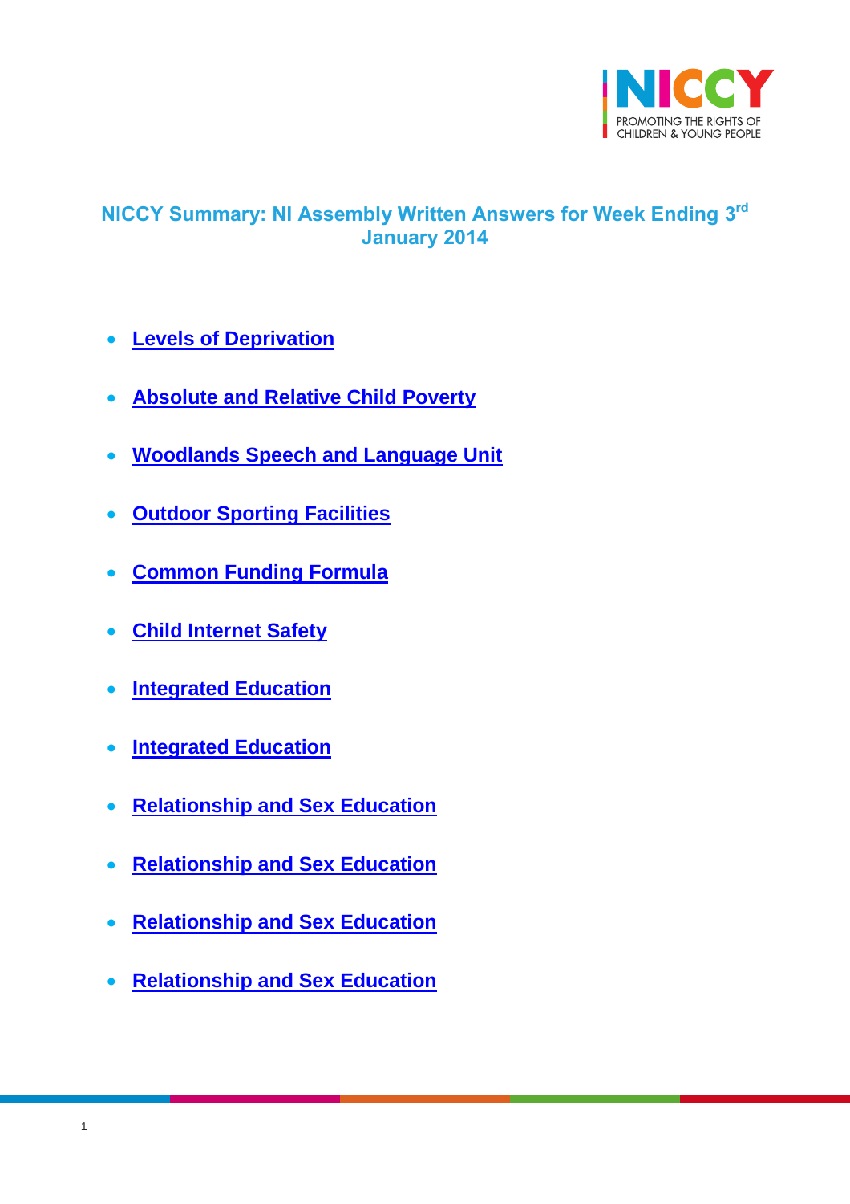# NICCY Summary: NI Assembly Written Answers for Week Ending 3rd January 2014

- Levels of Deprivation
- Absolute and Relative Child Poverty
- Woodlands Speech and Language Unit
- Outdoor Sporting Facilities
- Common Funding Formula
- Child Internet Safety
- Integrated Education
- Integrated Education
- Relationship and Sex Education
- Relationship and Sex Education
- Relationship and Sex Education
- Relationship and Sex Education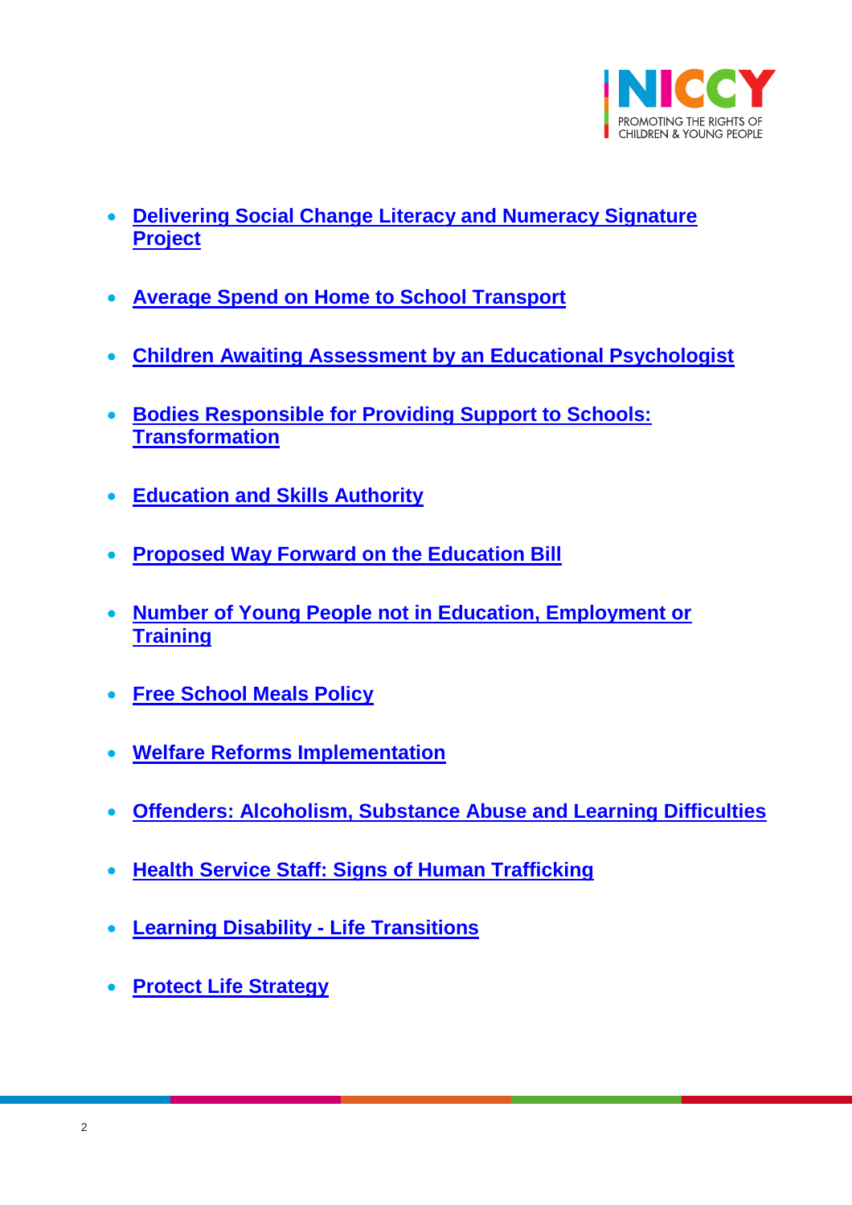- **Delivering Social Change Literacy and Numeracy Signature Project**
- **Average Spend on Home to School Transport**
- **Children Awaiting Assessment by an Educational Psychologist**
- **Bodies Responsible for Providing Support to Schools: Transformation**
- **Education and Skills Authority**
- **Proposed Way Forward on the Education Bill**
- **Number of Young People not in Education, Employment or Training**
- **Free School Meals Policy**
- **Welfare Reforms Implementation**
- **Offenders: Alcoholism, Substance Abuse and Learning Difficulties**
- **Health Service Staff: Signs of Human Trafficking**
- **Learning Disability - Life Transitions**
- **Protect Life Strategy**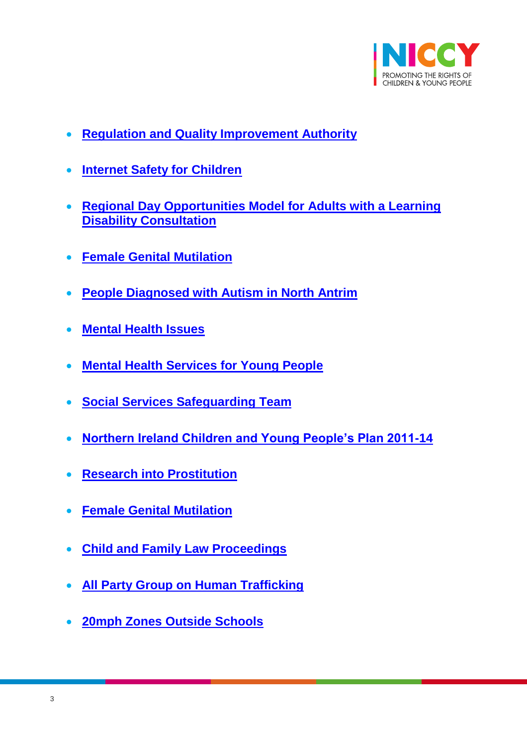- **Regulation and Quality Improvement Authority**
- **Internet Safety for Children**
- **Regional Day Opportunities Model for Adults with a Learning Disability Consultation**
- **Female Genital Mutilation**
- **People Diagnosed with Autism in North Antrim**
- **Mental Health Issues**
- **Mental Health Services for Young People**
- **Social Services Safeguarding Team**
- **Northern Ireland Children and Young People's Plan 2011-14**
- **Research into Prostitution**
- **Female Genital Mutilation**
- **Child and Family Law Proceedings**
- **All Party Group on Human Trafficking**
- **20mph Zones Outside Schools**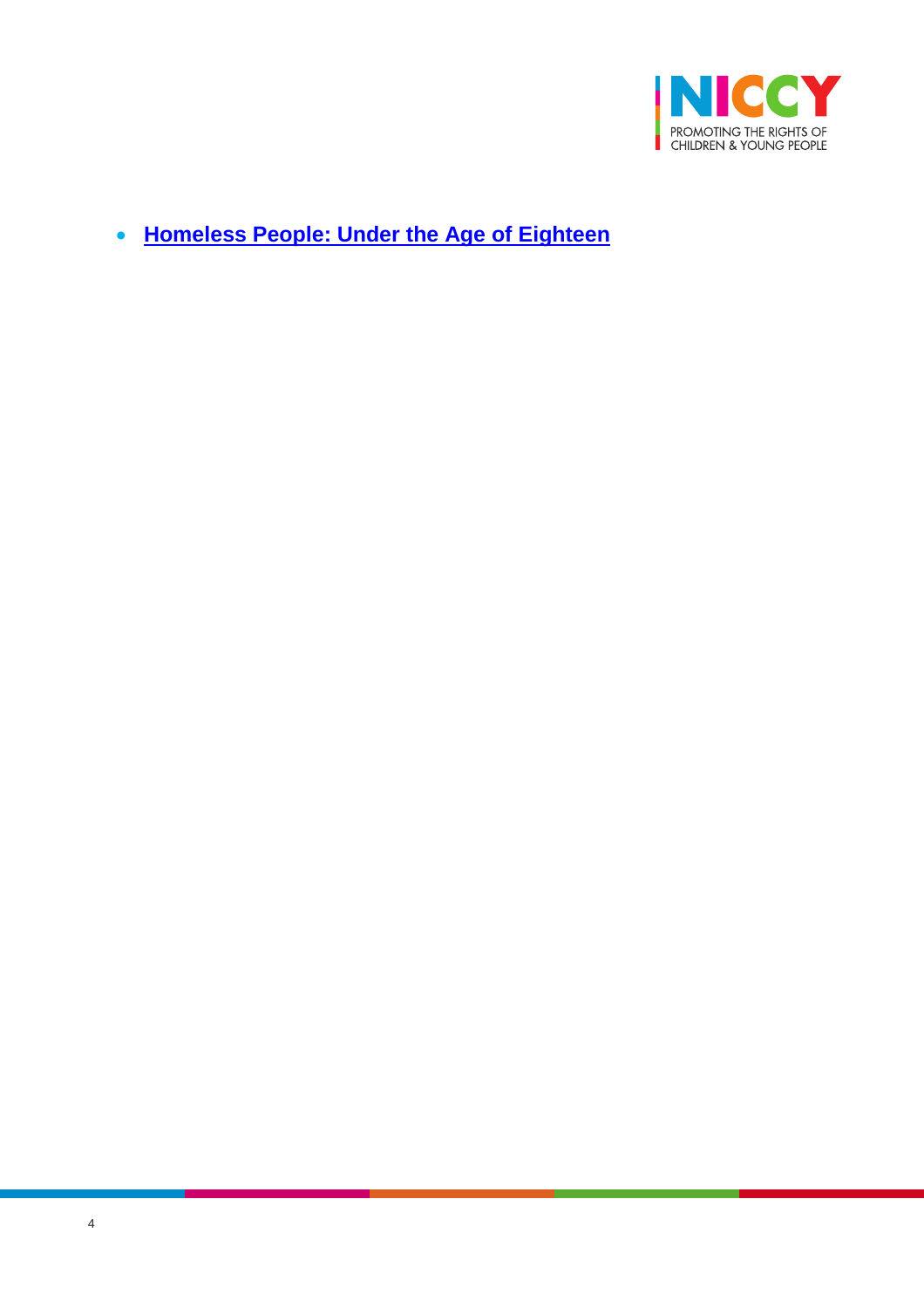- **Homeless People: Under the Age of Eighteen**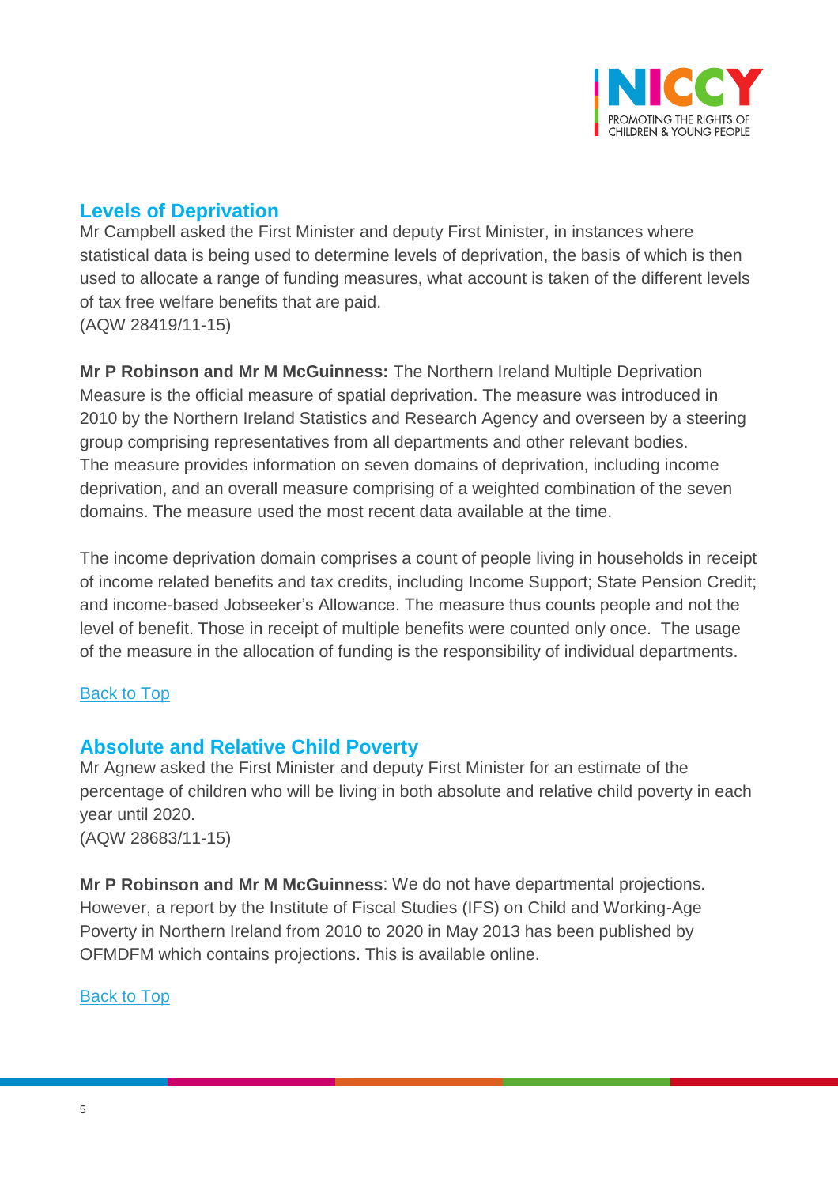## Levels of Deprivation

Mr Campbell asked the First Minister and deputy First Minister, in instances where statistical data is being used to determine levels of deprivation, the basis of which is then used to allocate a range of funding measures, what account is taken of the different levels of tax free welfare benefits that are paid.
(AQW 28419/11-15)

**Mr P Robinson and Mr M McGuinness:** The Northern Ireland Multiple Deprivation Measure is the official measure of spatial deprivation. The measure was introduced in 2010 by the Northern Ireland Statistics and Research Agency and overseen by a steering group comprising representatives from all departments and other relevant bodies. The measure provides information on seven domains of deprivation, including income deprivation, and an overall measure comprising of a weighted combination of the seven domains. The measure used the most recent data available at the time.

The income deprivation domain comprises a count of people living in households in receipt of income related benefits and tax credits, including Income Support; State Pension Credit; and income-based Jobseeker's Allowance. The measure thus counts people and not the level of benefit. Those in receipt of multiple benefits were counted only once. The usage of the measure in the allocation of funding is the responsibility of individual departments.

Back to Top

## Absolute and Relative Child Poverty

Mr Agnew asked the First Minister and deputy First Minister for an estimate of the percentage of children who will be living in both absolute and relative child poverty in each year until 2020.
(AQW 28683/11-15)

**Mr P Robinson and Mr M McGuinness**: We do not have departmental projections. However, a report by the Institute of Fiscal Studies (IFS) on Child and Working-Age Poverty in Northern Ireland from 2010 to 2020 in May 2013 has been published by OFMDFM which contains projections. This is available online.

Back to Top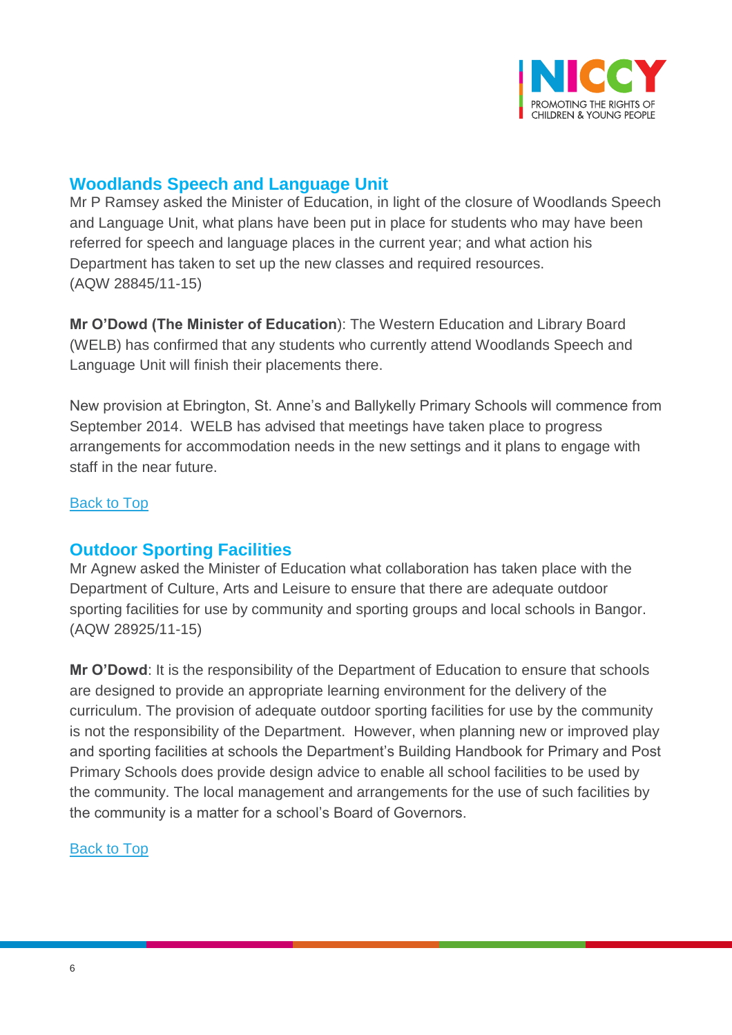## Woodlands Speech and Language Unit

Mr P Ramsey asked the Minister of Education, in light of the closure of Woodlands Speech and Language Unit, what plans have been put in place for students who may have been referred for speech and language places in the current year; and what action his Department has taken to set up the new classes and required resources.
(AQW 28845/11-15)

**Mr O'Dowd (The Minister of Education)**: The Western Education and Library Board (WELB) has confirmed that any students who currently attend Woodlands Speech and Language Unit will finish their placements there.

New provision at Ebrington, St. Anne's and Ballykelly Primary Schools will commence from September 2014. WELB has advised that meetings have taken place to progress arrangements for accommodation needs in the new settings and it plans to engage with staff in the near future.

Back to Top

## Outdoor Sporting Facilities

Mr Agnew asked the Minister of Education what collaboration has taken place with the Department of Culture, Arts and Leisure to ensure that there are adequate outdoor sporting facilities for use by community and sporting groups and local schools in Bangor.
(AQW 28925/11-15)

**Mr O'Dowd**: It is the responsibility of the Department of Education to ensure that schools are designed to provide an appropriate learning environment for the delivery of the curriculum. The provision of adequate outdoor sporting facilities for use by the community is not the responsibility of the Department. However, when planning new or improved play and sporting facilities at schools the Department's Building Handbook for Primary and Post Primary Schools does provide design advice to enable all school facilities to be used by the community. The local management and arrangements for the use of such facilities by the community is a matter for a school's Board of Governors.

Back to Top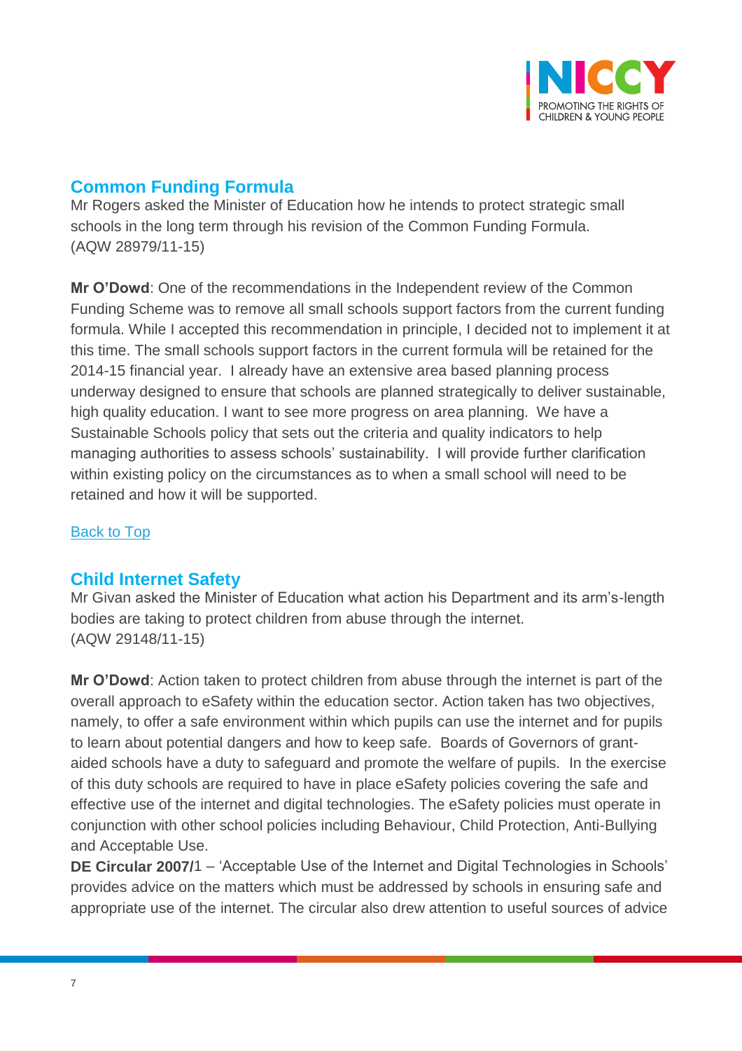## Common Funding Formula

Mr Rogers asked the Minister of Education how he intends to protect strategic small schools in the long term through his revision of the Common Funding Formula.
(AQW 28979/11-15)

**Mr O'Dowd**: One of the recommendations in the Independent review of the Common Funding Scheme was to remove all small schools support factors from the current funding formula. While I accepted this recommendation in principle, I decided not to implement it at this time. The small schools support factors in the current formula will be retained for the 2014-15 financial year. I already have an extensive area based planning process underway designed to ensure that schools are planned strategically to deliver sustainable, high quality education. I want to see more progress on area planning. We have a Sustainable Schools policy that sets out the criteria and quality indicators to help managing authorities to assess schools' sustainability. I will provide further clarification within existing policy on the circumstances as to when a small school will need to be retained and how it will be supported.

Back to Top

## Child Internet Safety

Mr Givan asked the Minister of Education what action his Department and its arm's-length bodies are taking to protect children from abuse through the internet.
(AQW 29148/11-15)

**Mr O'Dowd**: Action taken to protect children from abuse through the internet is part of the overall approach to eSafety within the education sector. Action taken has two objectives, namely, to offer a safe environment within which pupils can use the internet and for pupils to learn about potential dangers and how to keep safe. Boards of Governors of grant-aided schools have a duty to safeguard and promote the welfare of pupils. In the exercise of this duty schools are required to have in place eSafety policies covering the safe and effective use of the internet and digital technologies. The eSafety policies must operate in conjunction with other school policies including Behaviour, Child Protection, Anti-Bullying and Acceptable Use.

**DE Circular 2007/**1 – 'Acceptable Use of the Internet and Digital Technologies in Schools' provides advice on the matters which must be addressed by schools in ensuring safe and appropriate use of the internet. The circular also drew attention to useful sources of advice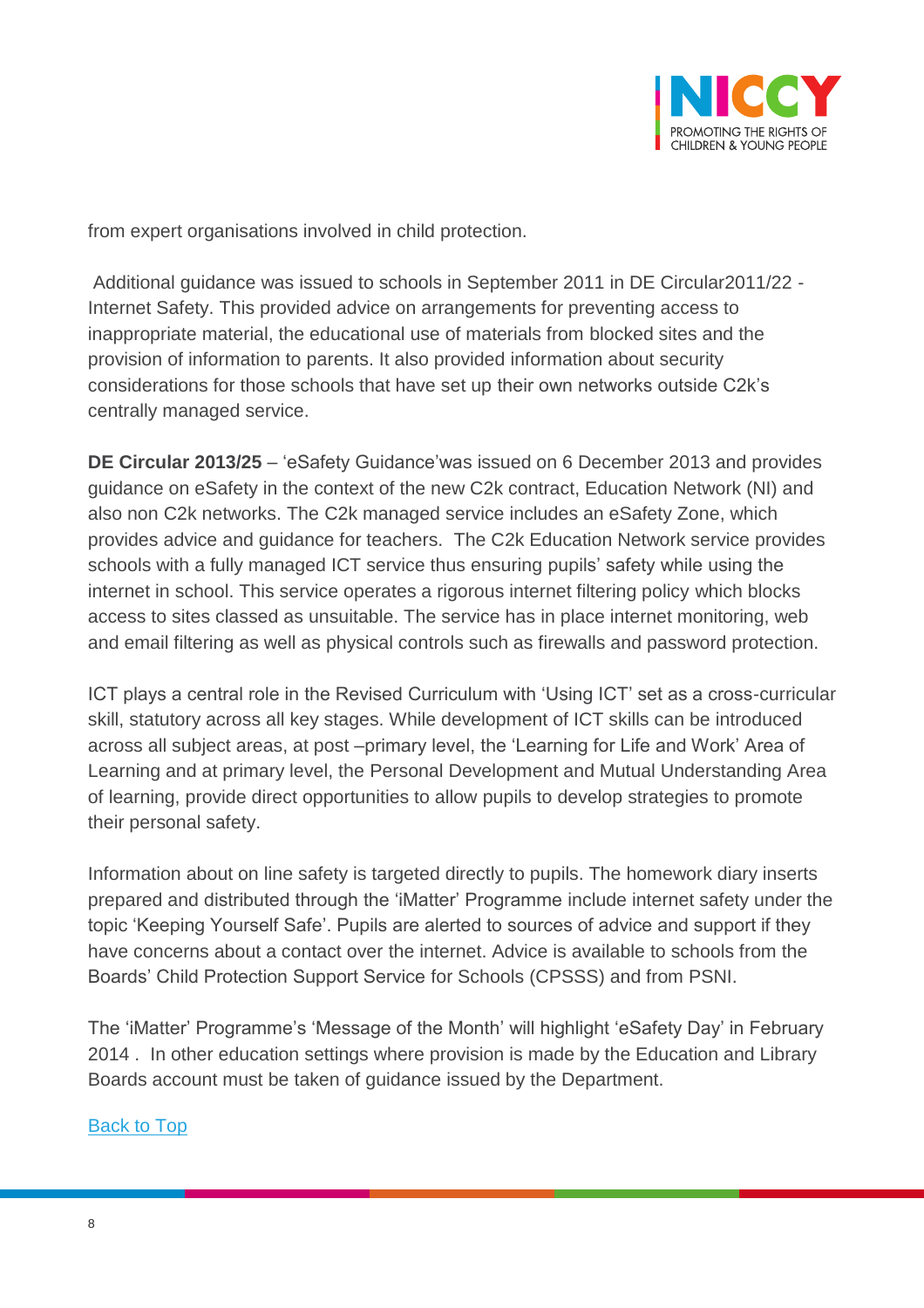from expert organisations involved in child protection.

Additional guidance was issued to schools in September 2011 in DE Circular2011/22 - Internet Safety. This provided advice on arrangements for preventing access to inappropriate material, the educational use of materials from blocked sites and the provision of information to parents. It also provided information about security considerations for those schools that have set up their own networks outside C2k's centrally managed service.

**DE Circular 2013/25** – 'eSafety Guidance'was issued on 6 December 2013 and provides guidance on eSafety in the context of the new C2k contract, Education Network (NI) and also non C2k networks. The C2k managed service includes an eSafety Zone, which provides advice and guidance for teachers. The C2k Education Network service provides schools with a fully managed ICT service thus ensuring pupils' safety while using the internet in school. This service operates a rigorous internet filtering policy which blocks access to sites classed as unsuitable. The service has in place internet monitoring, web and email filtering as well as physical controls such as firewalls and password protection.

ICT plays a central role in the Revised Curriculum with 'Using ICT' set as a cross-curricular skill, statutory across all key stages. While development of ICT skills can be introduced across all subject areas, at post –primary level, the 'Learning for Life and Work' Area of Learning and at primary level, the Personal Development and Mutual Understanding Area of learning, provide direct opportunities to allow pupils to develop strategies to promote their personal safety.

Information about on line safety is targeted directly to pupils. The homework diary inserts prepared and distributed through the 'iMatter' Programme include internet safety under the topic 'Keeping Yourself Safe'. Pupils are alerted to sources of advice and support if they have concerns about a contact over the internet. Advice is available to schools from the Boards' Child Protection Support Service for Schools (CPSSS) and from PSNI.

The 'iMatter' Programme's 'Message of the Month' will highlight 'eSafety Day' in February 2014 . In other education settings where provision is made by the Education and Library Boards account must be taken of guidance issued by the Department.

[Back to Top]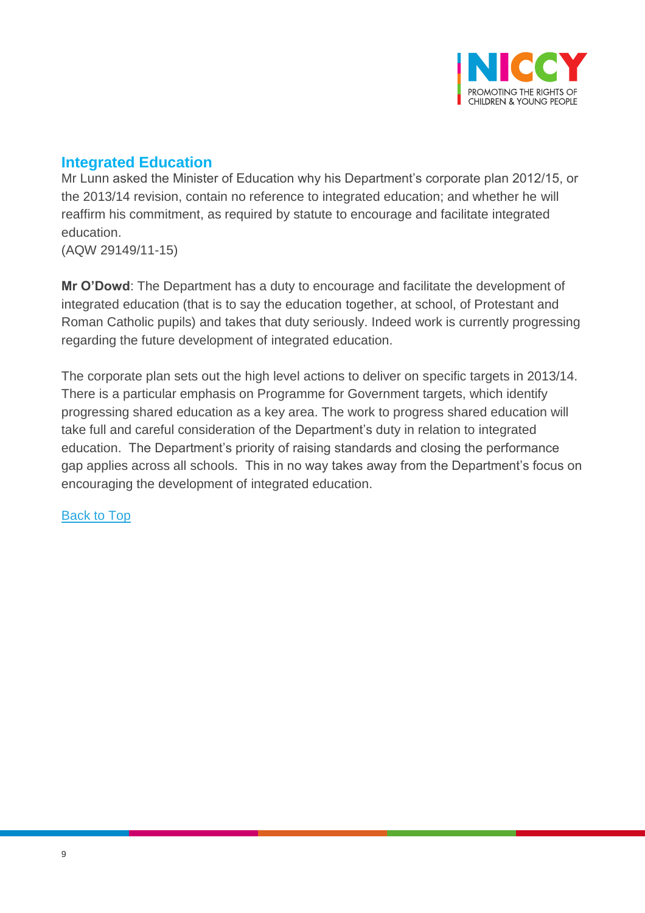## Integrated Education

Mr Lunn asked the Minister of Education why his Department's corporate plan 2012/15, or the 2013/14 revision, contain no reference to integrated education; and whether he will reaffirm his commitment, as required by statute to encourage and facilitate integrated education.
(AQW 29149/11-15)

**Mr O'Dowd**: The Department has a duty to encourage and facilitate the development of integrated education (that is to say the education together, at school, of Protestant and Roman Catholic pupils) and takes that duty seriously. Indeed work is currently progressing regarding the future development of integrated education.

The corporate plan sets out the high level actions to deliver on specific targets in 2013/14. There is a particular emphasis on Programme for Government targets, which identify progressing shared education as a key area. The work to progress shared education will take full and careful consideration of the Department's duty in relation to integrated education. The Department's priority of raising standards and closing the performance gap applies across all schools. This in no way takes away from the Department's focus on encouraging the development of integrated education.

Back to Top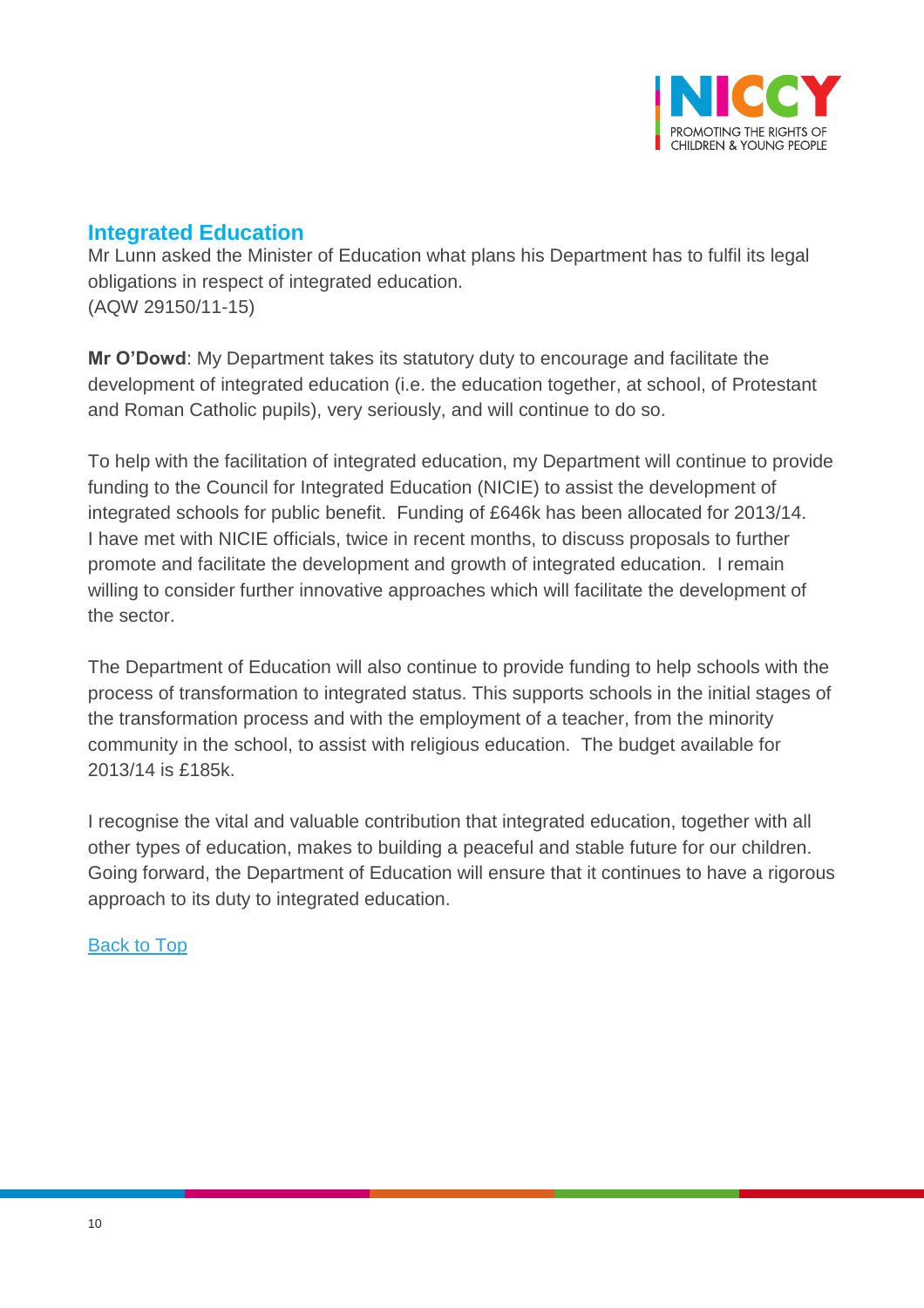## Integrated Education

Mr Lunn asked the Minister of Education what plans his Department has to fulfil its legal obligations in respect of integrated education.
(AQW 29150/11-15)

**Mr O'Dowd**: My Department takes its statutory duty to encourage and facilitate the development of integrated education (i.e. the education together, at school, of Protestant and Roman Catholic pupils), very seriously, and will continue to do so.

To help with the facilitation of integrated education, my Department will continue to provide funding to the Council for Integrated Education (NICIE) to assist the development of integrated schools for public benefit. Funding of £646k has been allocated for 2013/14. I have met with NICIE officials, twice in recent months, to discuss proposals to further promote and facilitate the development and growth of integrated education. I remain willing to consider further innovative approaches which will facilitate the development of the sector.

The Department of Education will also continue to provide funding to help schools with the process of transformation to integrated status. This supports schools in the initial stages of the transformation process and with the employment of a teacher, from the minority community in the school, to assist with religious education. The budget available for 2013/14 is £185k.

I recognise the vital and valuable contribution that integrated education, together with all other types of education, makes to building a peaceful and stable future for our children. Going forward, the Department of Education will ensure that it continues to have a rigorous approach to its duty to integrated education.

Back to Top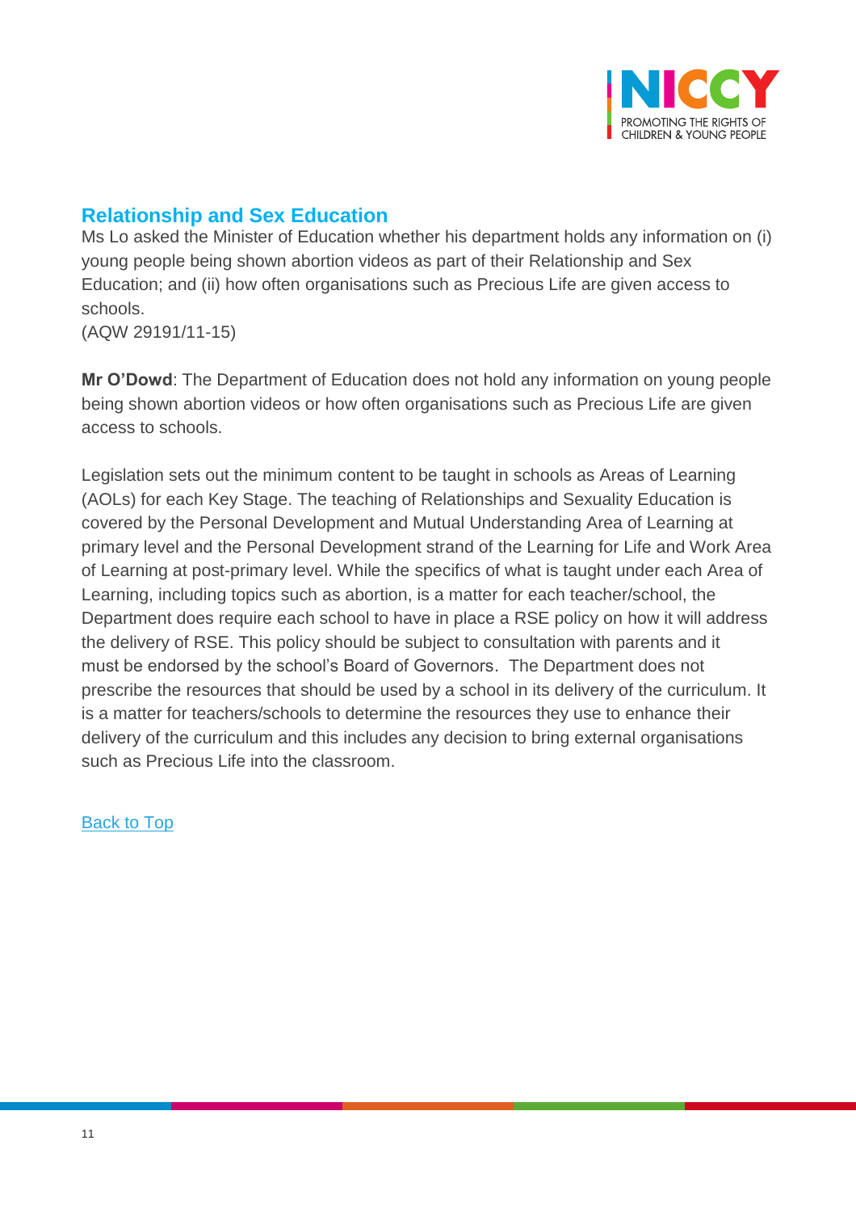## Relationship and Sex Education

Ms Lo asked the Minister of Education whether his department holds any information on (i) young people being shown abortion videos as part of their Relationship and Sex Education; and (ii) how often organisations such as Precious Life are given access to schools.
(AQW 29191/11-15)

**Mr O'Dowd**: The Department of Education does not hold any information on young people being shown abortion videos or how often organisations such as Precious Life are given access to schools.

Legislation sets out the minimum content to be taught in schools as Areas of Learning (AOLs) for each Key Stage. The teaching of Relationships and Sexuality Education is covered by the Personal Development and Mutual Understanding Area of Learning at primary level and the Personal Development strand of the Learning for Life and Work Area of Learning at post-primary level. While the specifics of what is taught under each Area of Learning, including topics such as abortion, is a matter for each teacher/school, the Department does require each school to have in place a RSE policy on how it will address the delivery of RSE. This policy should be subject to consultation with parents and it must be endorsed by the school's Board of Governors. The Department does not prescribe the resources that should be used by a school in its delivery of the curriculum. It is a matter for teachers/schools to determine the resources they use to enhance their delivery of the curriculum and this includes any decision to bring external organisations such as Precious Life into the classroom.

Back to Top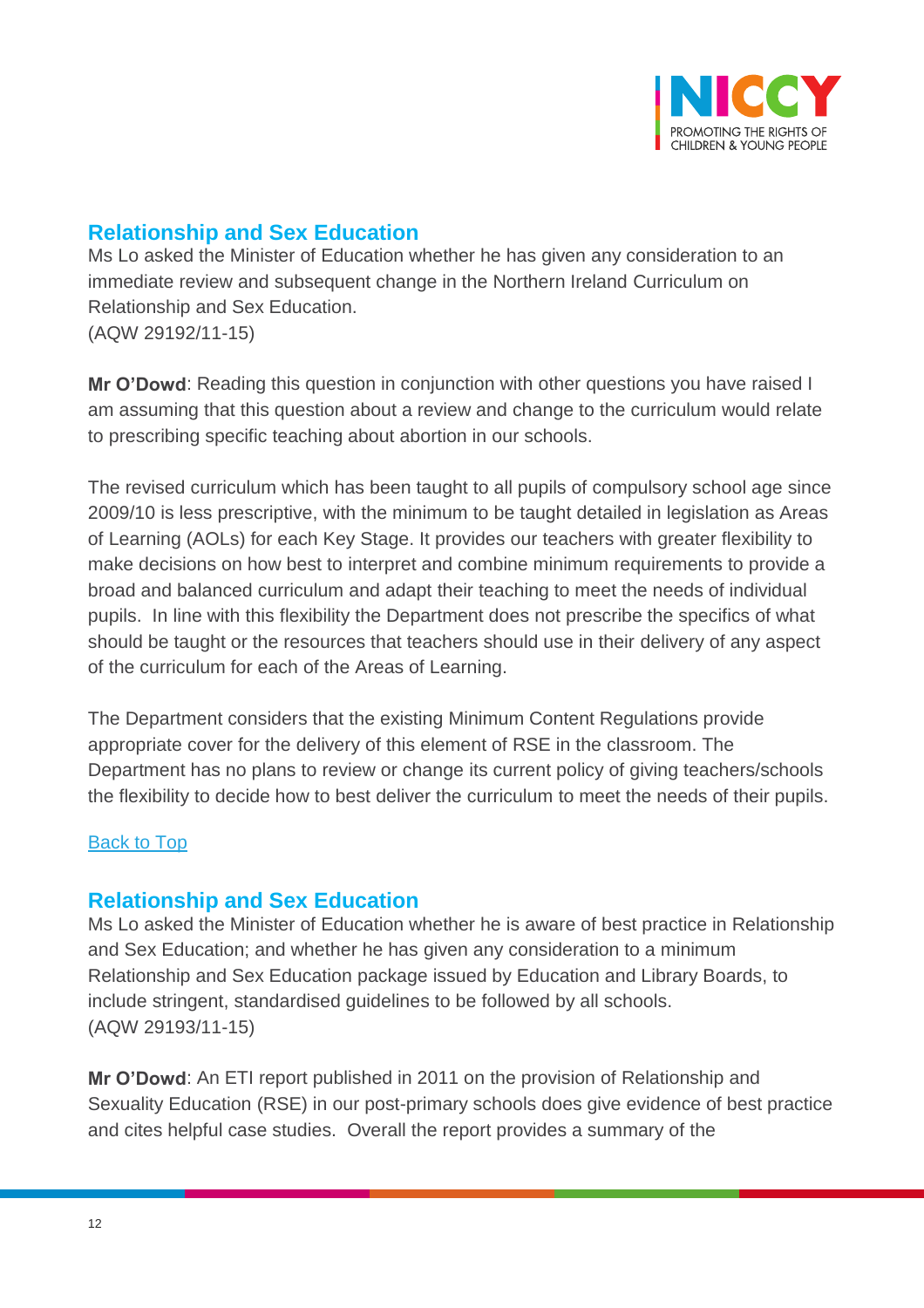## Relationship and Sex Education

Ms Lo asked the Minister of Education whether he has given any consideration to an immediate review and subsequent change in the Northern Ireland Curriculum on Relationship and Sex Education.
(AQW 29192/11-15)

**Mr O'Dowd**: Reading this question in conjunction with other questions you have raised I am assuming that this question about a review and change to the curriculum would relate to prescribing specific teaching about abortion in our schools.

The revised curriculum which has been taught to all pupils of compulsory school age since 2009/10 is less prescriptive, with the minimum to be taught detailed in legislation as Areas of Learning (AOLs) for each Key Stage. It provides our teachers with greater flexibility to make decisions on how best to interpret and combine minimum requirements to provide a broad and balanced curriculum and adapt their teaching to meet the needs of individual pupils. In line with this flexibility the Department does not prescribe the specifics of what should be taught or the resources that teachers should use in their delivery of any aspect of the curriculum for each of the Areas of Learning.

The Department considers that the existing Minimum Content Regulations provide appropriate cover for the delivery of this element of RSE in the classroom. The Department has no plans to review or change its current policy of giving teachers/schools the flexibility to decide how to best deliver the curriculum to meet the needs of their pupils.

Back to Top

## Relationship and Sex Education

Ms Lo asked the Minister of Education whether he is aware of best practice in Relationship and Sex Education; and whether he has given any consideration to a minimum Relationship and Sex Education package issued by Education and Library Boards, to include stringent, standardised guidelines to be followed by all schools.
(AQW 29193/11-15)

**Mr O'Dowd**: An ETI report published in 2011 on the provision of Relationship and Sexuality Education (RSE) in our post-primary schools does give evidence of best practice and cites helpful case studies. Overall the report provides a summary of the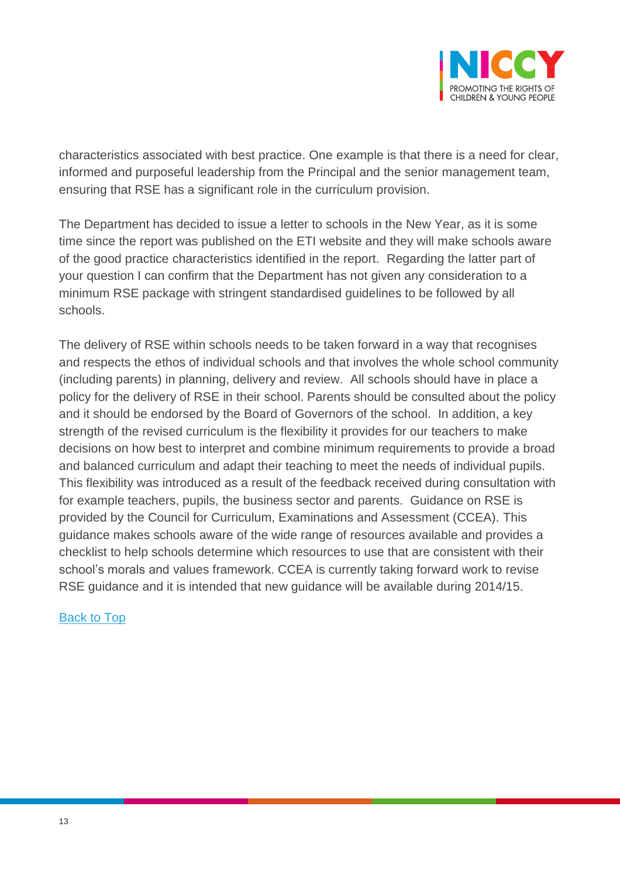characteristics associated with best practice. One example is that there is a need for clear, informed and purposeful leadership from the Principal and the senior management team, ensuring that RSE has a significant role in the curriculum provision.

The Department has decided to issue a letter to schools in the New Year, as it is some time since the report was published on the ETI website and they will make schools aware of the good practice characteristics identified in the report. Regarding the latter part of your question I can confirm that the Department has not given any consideration to a minimum RSE package with stringent standardised guidelines to be followed by all schools.

The delivery of RSE within schools needs to be taken forward in a way that recognises and respects the ethos of individual schools and that involves the whole school community (including parents) in planning, delivery and review. All schools should have in place a policy for the delivery of RSE in their school. Parents should be consulted about the policy and it should be endorsed by the Board of Governors of the school. In addition, a key strength of the revised curriculum is the flexibility it provides for our teachers to make decisions on how best to interpret and combine minimum requirements to provide a broad and balanced curriculum and adapt their teaching to meet the needs of individual pupils. This flexibility was introduced as a result of the feedback received during consultation with for example teachers, pupils, the business sector and parents. Guidance on RSE is provided by the Council for Curriculum, Examinations and Assessment (CCEA). This guidance makes schools aware of the wide range of resources available and provides a checklist to help schools determine which resources to use that are consistent with their school's morals and values framework. CCEA is currently taking forward work to revise RSE guidance and it is intended that new guidance will be available during 2014/15.

Back to Top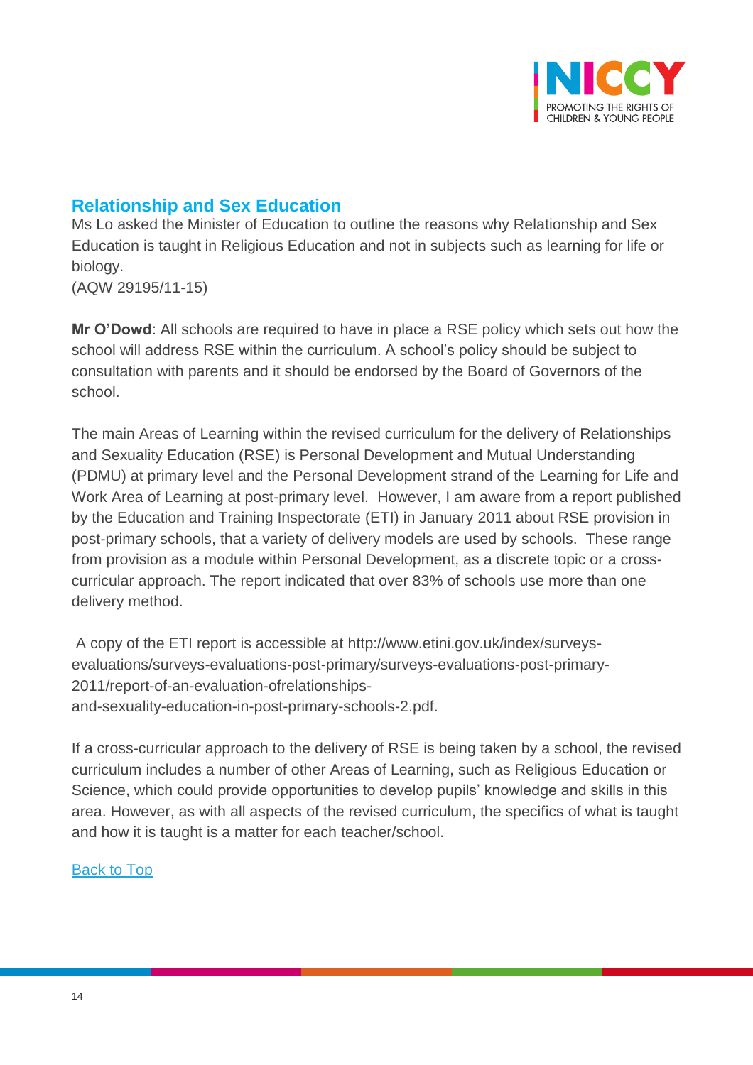## Relationship and Sex Education

Ms Lo asked the Minister of Education to outline the reasons why Relationship and Sex Education is taught in Religious Education and not in subjects such as learning for life or biology.
(AQW 29195/11-15)

**Mr O'Dowd**: All schools are required to have in place a RSE policy which sets out how the school will address RSE within the curriculum. A school's policy should be subject to consultation with parents and it should be endorsed by the Board of Governors of the school.

The main Areas of Learning within the revised curriculum for the delivery of Relationships and Sexuality Education (RSE) is Personal Development and Mutual Understanding (PDMU) at primary level and the Personal Development strand of the Learning for Life and Work Area of Learning at post-primary level. However, I am aware from a report published by the Education and Training Inspectorate (ETI) in January 2011 about RSE provision in post-primary schools, that a variety of delivery models are used by schools. These range from provision as a module within Personal Development, as a discrete topic or a cross-curricular approach. The report indicated that over 83% of schools use more than one delivery method.

A copy of the ETI report is accessible at http://www.etini.gov.uk/index/surveys-evaluations/surveys-evaluations-post-primary/surveys-evaluations-post-primary-2011/report-of-an-evaluation-ofrelationships-and-sexuality-education-in-post-primary-schools-2.pdf.

If a cross-curricular approach to the delivery of RSE is being taken by a school, the revised curriculum includes a number of other Areas of Learning, such as Religious Education or Science, which could provide opportunities to develop pupils' knowledge and skills in this area. However, as with all aspects of the revised curriculum, the specifics of what is taught and how it is taught is a matter for each teacher/school.

Back to Top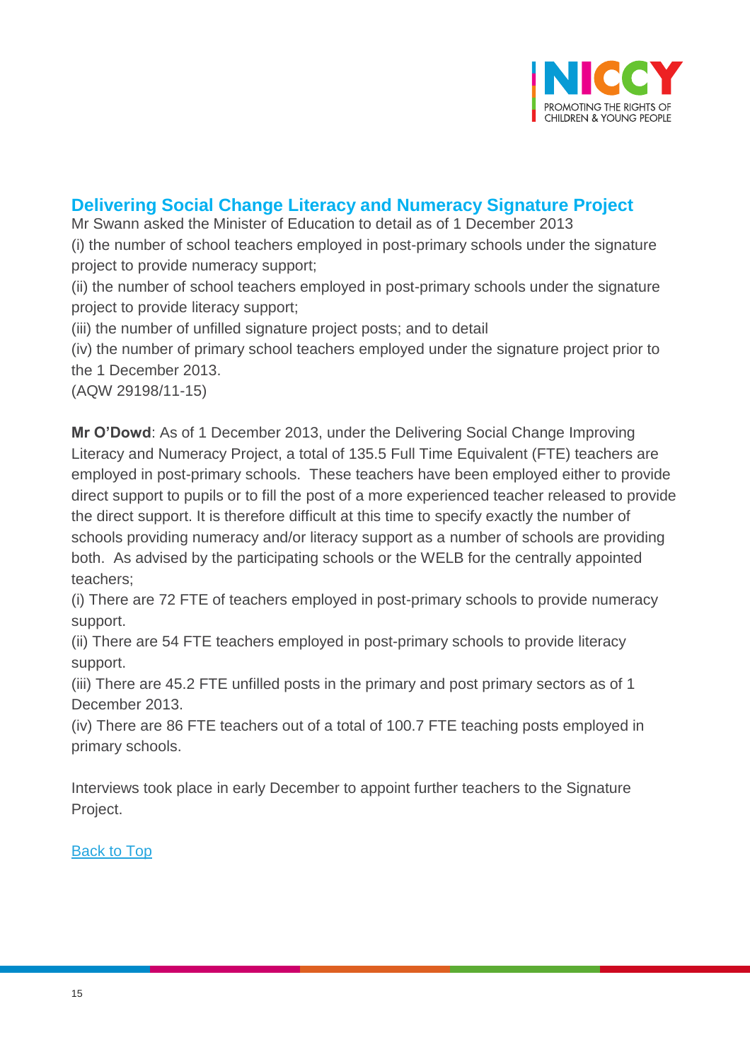## Delivering Social Change Literacy and Numeracy Signature Project

Mr Swann asked the Minister of Education to detail as of 1 December 2013

(i) the number of school teachers employed in post-primary schools under the signature project to provide numeracy support;

(ii) the number of school teachers employed in post-primary schools under the signature project to provide literacy support;

(iii) the number of unfilled signature project posts; and to detail

(iv) the number of primary school teachers employed under the signature project prior to the 1 December 2013.

(AQW 29198/11-15)

**Mr O'Dowd**: As of 1 December 2013, under the Delivering Social Change Improving Literacy and Numeracy Project, a total of 135.5 Full Time Equivalent (FTE) teachers are employed in post-primary schools. These teachers have been employed either to provide direct support to pupils or to fill the post of a more experienced teacher released to provide the direct support. It is therefore difficult at this time to specify exactly the number of schools providing numeracy and/or literacy support as a number of schools are providing both. As advised by the participating schools or the WELB for the centrally appointed teachers;

(i) There are 72 FTE of teachers employed in post-primary schools to provide numeracy support.

(ii) There are 54 FTE teachers employed in post-primary schools to provide literacy support.

(iii) There are 45.2 FTE unfilled posts in the primary and post primary sectors as of 1 December 2013.

(iv) There are 86 FTE teachers out of a total of 100.7 FTE teaching posts employed in primary schools.

Interviews took place in early December to appoint further teachers to the Signature Project.

Back to Top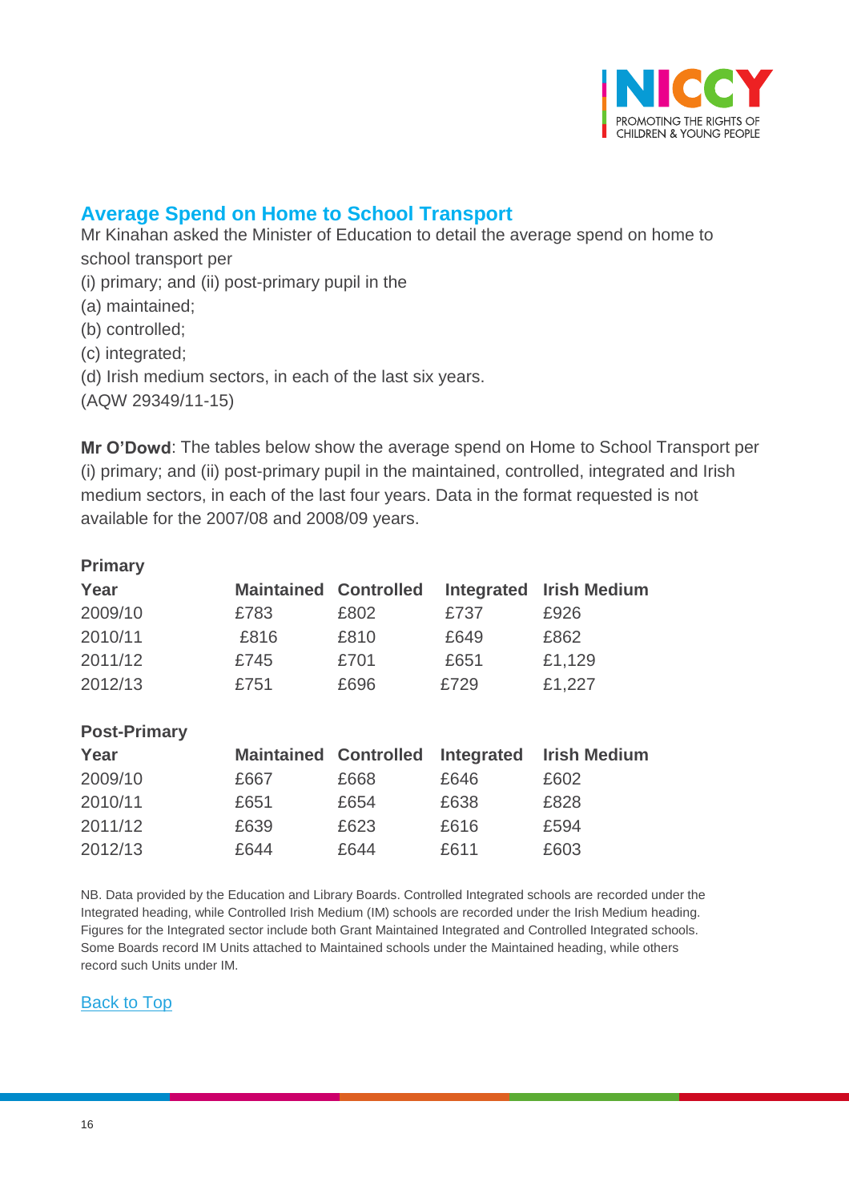## Average Spend on Home to School Transport

Mr Kinahan asked the Minister of Education to detail the average spend on home to school transport per
(i) primary; and (ii) post-primary pupil in the
(a) maintained;
(b) controlled;
(c) integrated;
(d) Irish medium sectors, in each of the last six years.
(AQW 29349/11-15)

**Mr O'Dowd**: The tables below show the average spend on Home to School Transport per (i) primary; and (ii) post-primary pupil in the maintained, controlled, integrated and Irish medium sectors, in each of the last four years. Data in the format requested is not available for the 2007/08 and 2008/09 years.

**Primary**

| Year | Maintained | Controlled | Integrated | Irish Medium |
|---|---|---|---|---|
| 2009/10 | £783 | £802 | £737 | £926 |
| 2010/11 | £816 | £810 | £649 | £862 |
| 2011/12 | £745 | £701 | £651 | £1,129 |
| 2012/13 | £751 | £696 | £729 | £1,227 |

**Post-Primary**

| Year | Maintained | Controlled | Integrated | Irish Medium |
|---|---|---|---|---|
| 2009/10 | £667 | £668 | £646 | £602 |
| 2010/11 | £651 | £654 | £638 | £828 |
| 2011/12 | £639 | £623 | £616 | £594 |
| 2012/13 | £644 | £644 | £611 | £603 |

NB. Data provided by the Education and Library Boards. Controlled Integrated schools are recorded under the Integrated heading, while Controlled Irish Medium (IM) schools are recorded under the Irish Medium heading. Figures for the Integrated sector include both Grant Maintained Integrated and Controlled Integrated schools. Some Boards record IM Units attached to Maintained schools under the Maintained heading, while others record such Units under IM.

Back to Top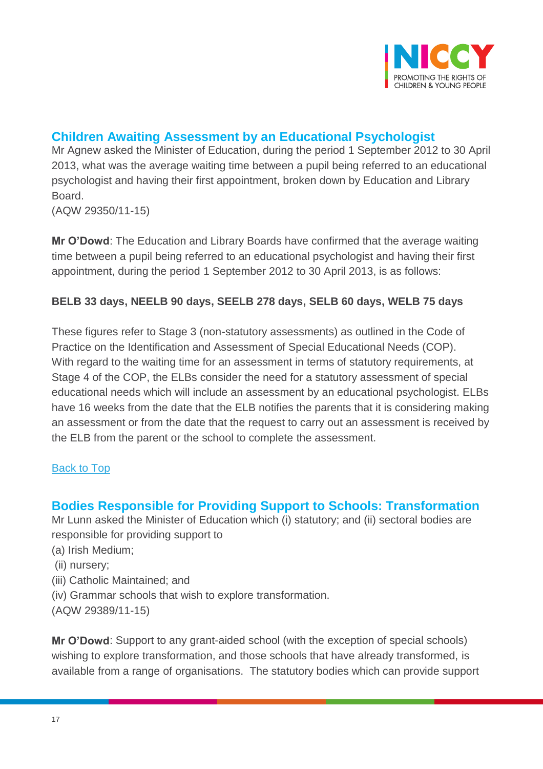## Children Awaiting Assessment by an Educational Psychologist

Mr Agnew asked the Minister of Education, during the period 1 September 2012 to 30 April 2013, what was the average waiting time between a pupil being referred to an educational psychologist and having their first appointment, broken down by Education and Library Board.
(AQW 29350/11-15)

**Mr O'Dowd**: The Education and Library Boards have confirmed that the average waiting time between a pupil being referred to an educational psychologist and having their first appointment, during the period 1 September 2012 to 30 April 2013, is as follows:

**BELB 33 days, NEELB 90 days, SEELB 278 days, SELB 60 days, WELB 75 days**

These figures refer to Stage 3 (non-statutory assessments) as outlined in the Code of Practice on the Identification and Assessment of Special Educational Needs (COP). With regard to the waiting time for an assessment in terms of statutory requirements, at Stage 4 of the COP, the ELBs consider the need for a statutory assessment of special educational needs which will include an assessment by an educational psychologist. ELBs have 16 weeks from the date that the ELB notifies the parents that it is considering making an assessment or from the date that the request to carry out an assessment is received by the ELB from the parent or the school to complete the assessment.

[Back to Top]

## Bodies Responsible for Providing Support to Schools: Transformation

Mr Lunn asked the Minister of Education which (i) statutory; and (ii) sectoral bodies are responsible for providing support to

(a) Irish Medium;

(ii) nursery;

(iii) Catholic Maintained; and

(iv) Grammar schools that wish to explore transformation.

(AQW 29389/11-15)

**Mr O'Dowd**: Support to any grant-aided school (with the exception of special schools) wishing to explore transformation, and those schools that have already transformed, is available from a range of organisations. The statutory bodies which can provide support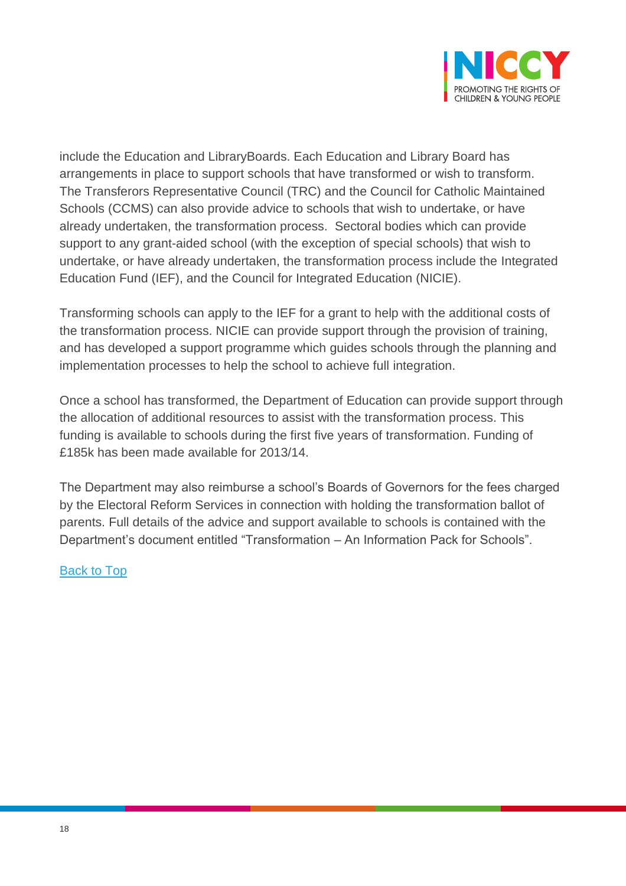include the Education and LibraryBoards. Each Education and Library Board has arrangements in place to support schools that have transformed or wish to transform. The Transferors Representative Council (TRC) and the Council for Catholic Maintained Schools (CCMS) can also provide advice to schools that wish to undertake, or have already undertaken, the transformation process. Sectoral bodies which can provide support to any grant-aided school (with the exception of special schools) that wish to undertake, or have already undertaken, the transformation process include the Integrated Education Fund (IEF), and the Council for Integrated Education (NICIE).

Transforming schools can apply to the IEF for a grant to help with the additional costs of the transformation process. NICIE can provide support through the provision of training, and has developed a support programme which guides schools through the planning and implementation processes to help the school to achieve full integration.

Once a school has transformed, the Department of Education can provide support through the allocation of additional resources to assist with the transformation process. This funding is available to schools during the first five years of transformation. Funding of £185k has been made available for 2013/14.

The Department may also reimburse a school's Boards of Governors for the fees charged by the Electoral Reform Services in connection with holding the transformation ballot of parents. Full details of the advice and support available to schools is contained with the Department's document entitled "Transformation – An Information Pack for Schools".

Back to Top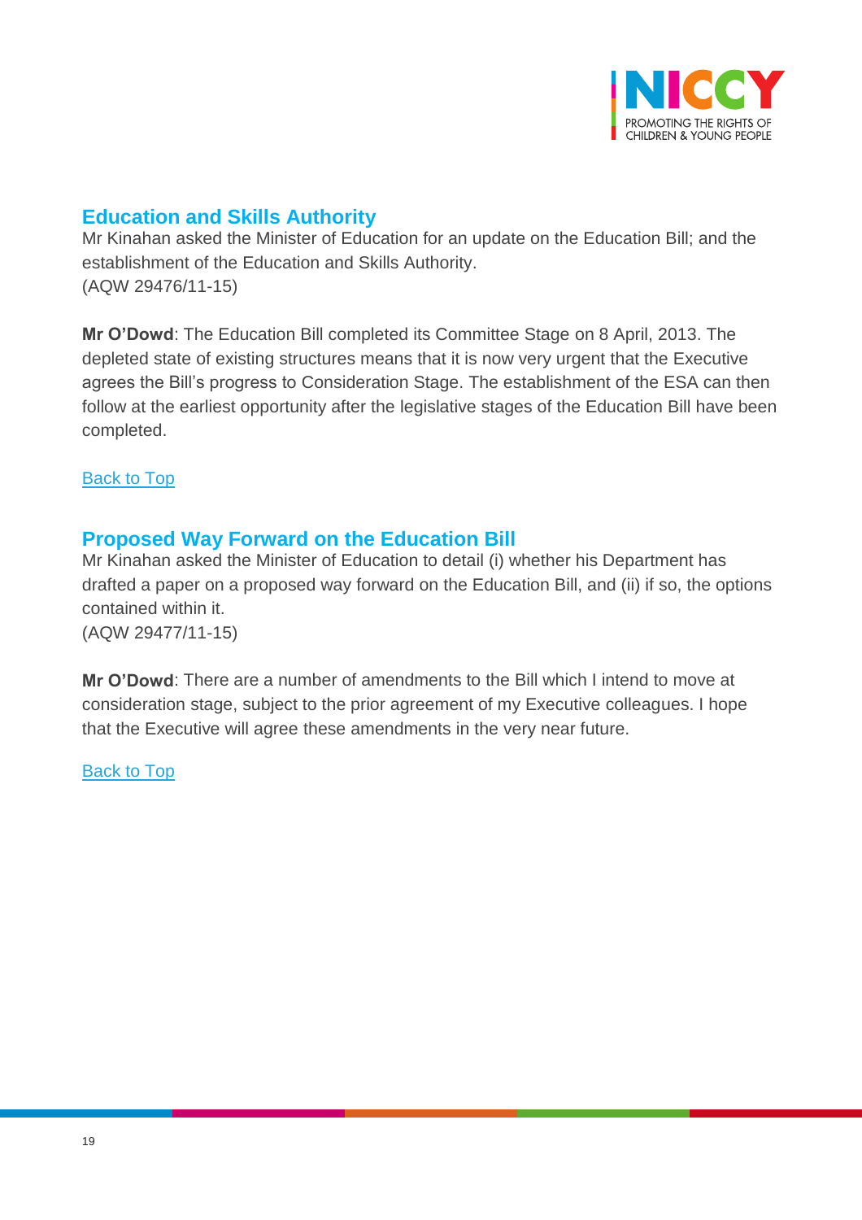## Education and Skills Authority

Mr Kinahan asked the Minister of Education for an update on the Education Bill; and the establishment of the Education and Skills Authority.
(AQW 29476/11-15)

**Mr O'Dowd**: The Education Bill completed its Committee Stage on 8 April, 2013. The depleted state of existing structures means that it is now very urgent that the Executive agrees the Bill's progress to Consideration Stage. The establishment of the ESA can then follow at the earliest opportunity after the legislative stages of the Education Bill have been completed.

Back to Top

## Proposed Way Forward on the Education Bill

Mr Kinahan asked the Minister of Education to detail (i) whether his Department has drafted a paper on a proposed way forward on the Education Bill, and (ii) if so, the options contained within it.
(AQW 29477/11-15)

**Mr O'Dowd**: There are a number of amendments to the Bill which I intend to move at consideration stage, subject to the prior agreement of my Executive colleagues. I hope that the Executive will agree these amendments in the very near future.

Back to Top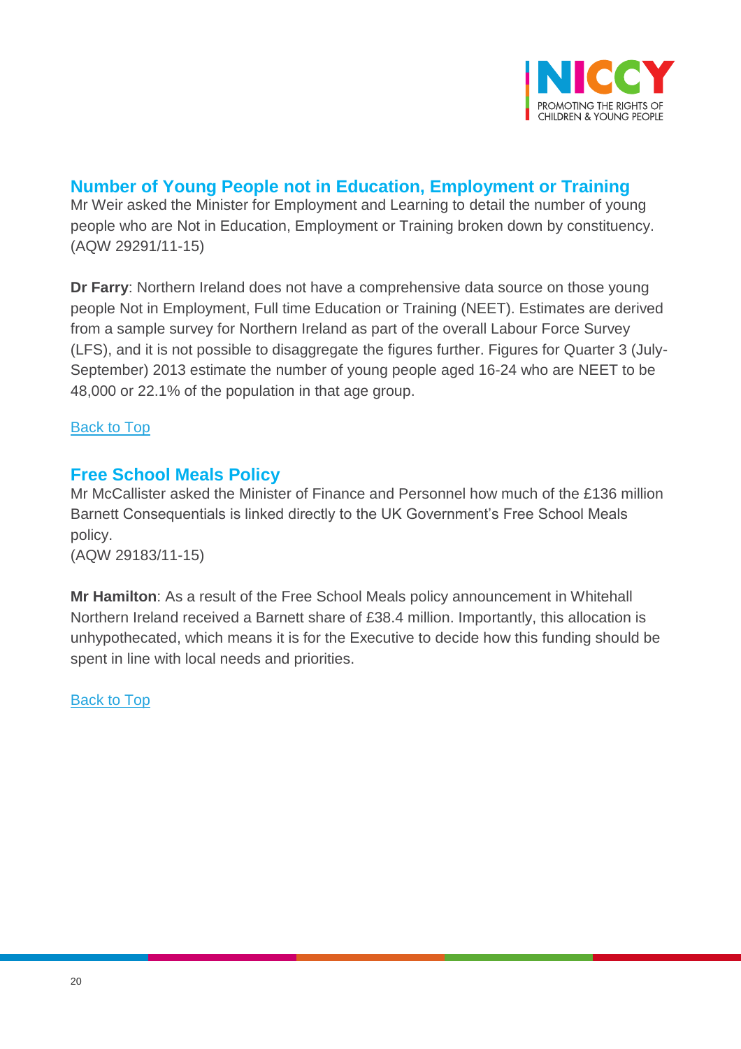## Number of Young People not in Education, Employment or Training

Mr Weir asked the Minister for Employment and Learning to detail the number of young people who are Not in Education, Employment or Training broken down by constituency. (AQW 29291/11-15)

**Dr Farry**: Northern Ireland does not have a comprehensive data source on those young people Not in Employment, Full time Education or Training (NEET). Estimates are derived from a sample survey for Northern Ireland as part of the overall Labour Force Survey (LFS), and it is not possible to disaggregate the figures further. Figures for Quarter 3 (July-September) 2013 estimate the number of young people aged 16-24 who are NEET to be 48,000 or 22.1% of the population in that age group.

Back to Top

## Free School Meals Policy

Mr McCallister asked the Minister of Finance and Personnel how much of the £136 million Barnett Consequentials is linked directly to the UK Government's Free School Meals policy.
(AQW 29183/11-15)

**Mr Hamilton**: As a result of the Free School Meals policy announcement in Whitehall Northern Ireland received a Barnett share of £38.4 million. Importantly, this allocation is unhypothecated, which means it is for the Executive to decide how this funding should be spent in line with local needs and priorities.

Back to Top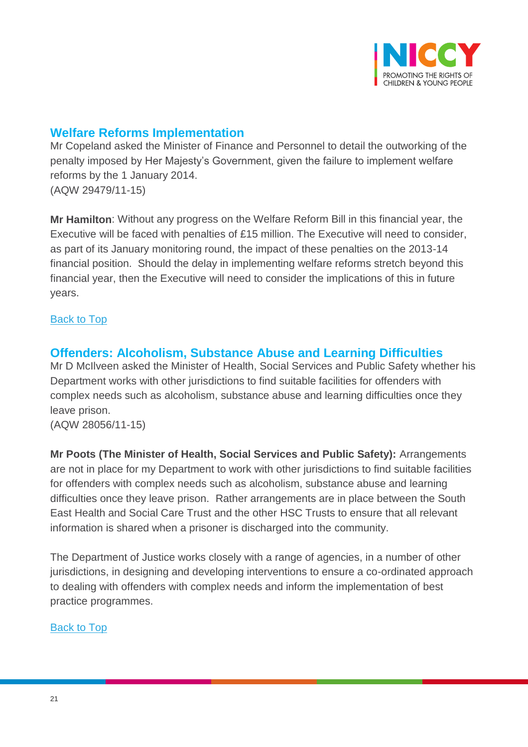## Welfare Reforms Implementation

Mr Copeland asked the Minister of Finance and Personnel to detail the outworking of the penalty imposed by Her Majesty's Government, given the failure to implement welfare reforms by the 1 January 2014.
(AQW 29479/11-15)

**Mr Hamilton**: Without any progress on the Welfare Reform Bill in this financial year, the Executive will be faced with penalties of £15 million. The Executive will need to consider, as part of its January monitoring round, the impact of these penalties on the 2013-14 financial position. Should the delay in implementing welfare reforms stretch beyond this financial year, then the Executive will need to consider the implications of this in future years.

Back to Top

## Offenders: Alcoholism, Substance Abuse and Learning Difficulties

Mr D McIlveen asked the Minister of Health, Social Services and Public Safety whether his Department works with other jurisdictions to find suitable facilities for offenders with complex needs such as alcoholism, substance abuse and learning difficulties once they leave prison.
(AQW 28056/11-15)

**Mr Poots (The Minister of Health, Social Services and Public Safety):** Arrangements are not in place for my Department to work with other jurisdictions to find suitable facilities for offenders with complex needs such as alcoholism, substance abuse and learning difficulties once they leave prison. Rather arrangements are in place between the South East Health and Social Care Trust and the other HSC Trusts to ensure that all relevant information is shared when a prisoner is discharged into the community.

The Department of Justice works closely with a range of agencies, in a number of other jurisdictions, in designing and developing interventions to ensure a co-ordinated approach to dealing with offenders with complex needs and inform the implementation of best practice programmes.

Back to Top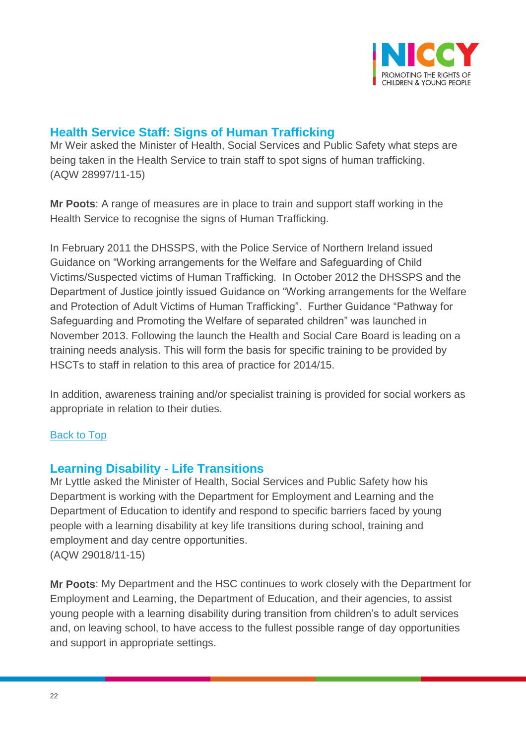## Health Service Staff: Signs of Human Trafficking

Mr Weir asked the Minister of Health, Social Services and Public Safety what steps are being taken in the Health Service to train staff to spot signs of human trafficking. (AQW 28997/11-15)

**Mr Poots**: A range of measures are in place to train and support staff working in the Health Service to recognise the signs of Human Trafficking.

In February 2011 the DHSSPS, with the Police Service of Northern Ireland issued Guidance on "Working arrangements for the Welfare and Safeguarding of Child Victims/Suspected victims of Human Trafficking. In October 2012 the DHSSPS and the Department of Justice jointly issued Guidance on "Working arrangements for the Welfare and Protection of Adult Victims of Human Trafficking". Further Guidance "Pathway for Safeguarding and Promoting the Welfare of separated children" was launched in November 2013. Following the launch the Health and Social Care Board is leading on a training needs analysis. This will form the basis for specific training to be provided by HSCTs to staff in relation to this area of practice for 2014/15.

In addition, awareness training and/or specialist training is provided for social workers as appropriate in relation to their duties.

Back to Top

## Learning Disability - Life Transitions

Mr Lyttle asked the Minister of Health, Social Services and Public Safety how his Department is working with the Department for Employment and Learning and the Department of Education to identify and respond to specific barriers faced by young people with a learning disability at key life transitions during school, training and employment and day centre opportunities.
(AQW 29018/11-15)

**Mr Poots**: My Department and the HSC continues to work closely with the Department for Employment and Learning, the Department of Education, and their agencies, to assist young people with a learning disability during transition from children's to adult services and, on leaving school, to have access to the fullest possible range of day opportunities and support in appropriate settings.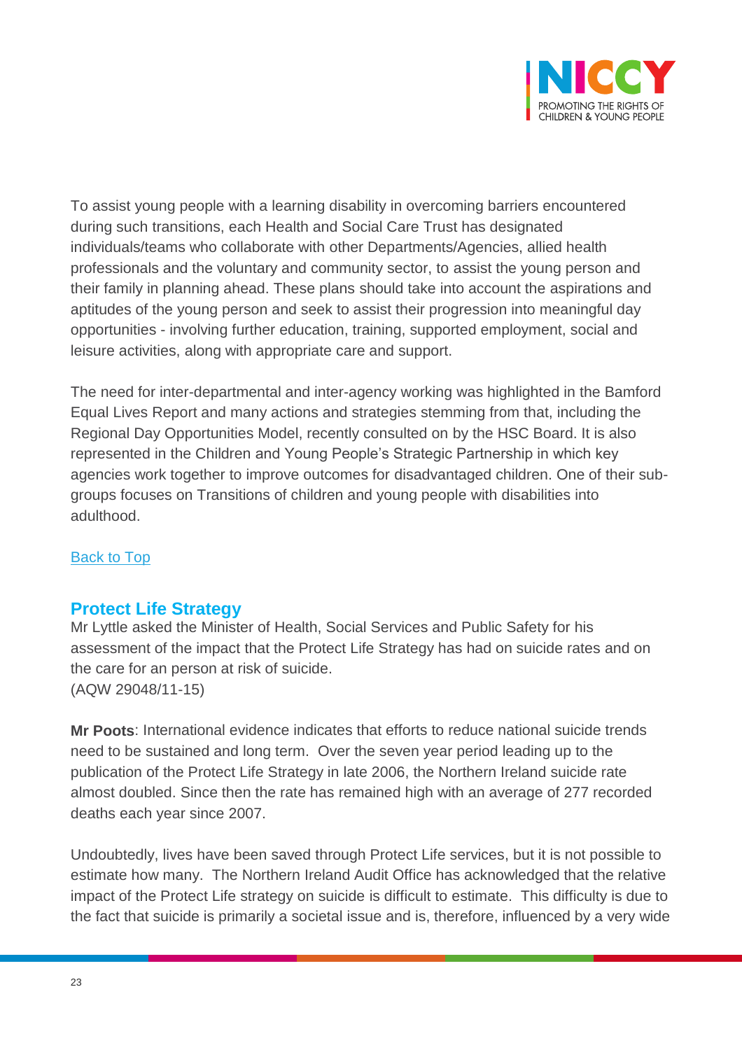To assist young people with a learning disability in overcoming barriers encountered during such transitions, each Health and Social Care Trust has designated individuals/teams who collaborate with other Departments/Agencies, allied health professionals and the voluntary and community sector, to assist the young person and their family in planning ahead. These plans should take into account the aspirations and aptitudes of the young person and seek to assist their progression into meaningful day opportunities - involving further education, training, supported employment, social and leisure activities, along with appropriate care and support.

The need for inter-departmental and inter-agency working was highlighted in the Bamford Equal Lives Report and many actions and strategies stemming from that, including the Regional Day Opportunities Model, recently consulted on by the HSC Board. It is also represented in the Children and Young People's Strategic Partnership in which key agencies work together to improve outcomes for disadvantaged children. One of their sub-groups focuses on Transitions of children and young people with disabilities into adulthood.

[Back to Top]

## Protect Life Strategy

Mr Lyttle asked the Minister of Health, Social Services and Public Safety for his assessment of the impact that the Protect Life Strategy has had on suicide rates and on the care for an person at risk of suicide.
(AQW 29048/11-15)

**Mr Poots**: International evidence indicates that efforts to reduce national suicide trends need to be sustained and long term. Over the seven year period leading up to the publication of the Protect Life Strategy in late 2006, the Northern Ireland suicide rate almost doubled. Since then the rate has remained high with an average of 277 recorded deaths each year since 2007.

Undoubtedly, lives have been saved through Protect Life services, but it is not possible to estimate how many. The Northern Ireland Audit Office has acknowledged that the relative impact of the Protect Life strategy on suicide is difficult to estimate. This difficulty is due to the fact that suicide is primarily a societal issue and is, therefore, influenced by a very wide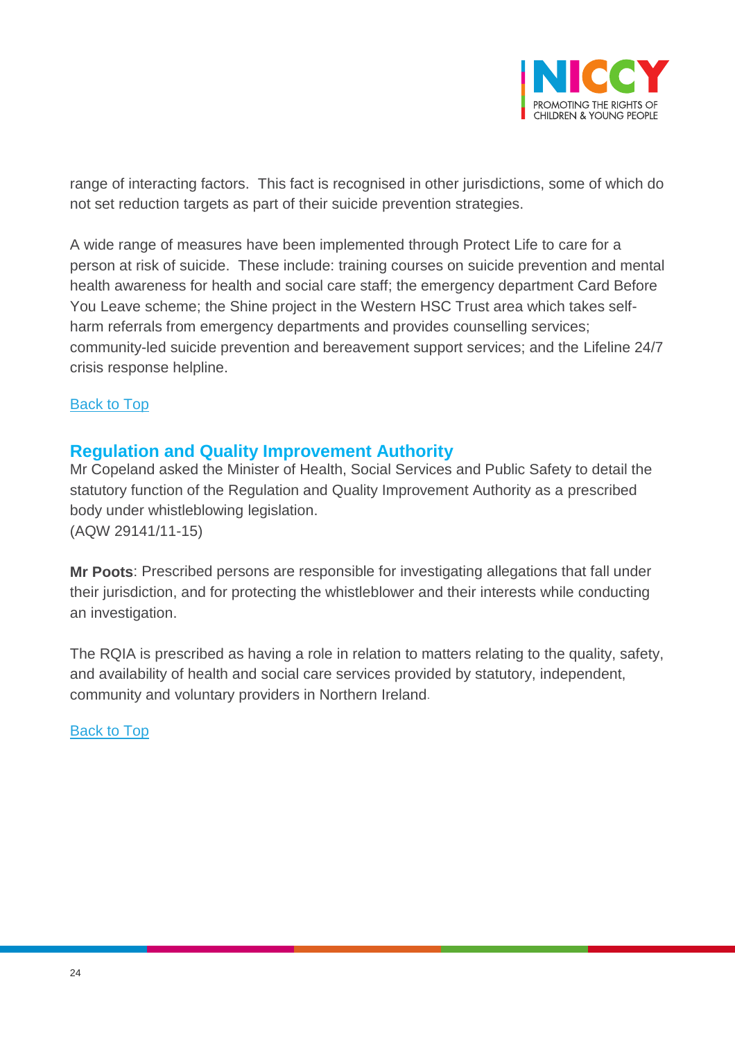range of interacting factors.  This fact is recognised in other jurisdictions, some of which do not set reduction targets as part of their suicide prevention strategies.

A wide range of measures have been implemented through Protect Life to care for a person at risk of suicide.  These include: training courses on suicide prevention and mental health awareness for health and social care staff; the emergency department Card Before You Leave scheme; the Shine project in the Western HSC Trust area which takes self-harm referrals from emergency departments and provides counselling services; community-led suicide prevention and bereavement support services; and the Lifeline 24/7 crisis response helpline.

Back to Top

## Regulation and Quality Improvement Authority

Mr Copeland asked the Minister of Health, Social Services and Public Safety to detail the statutory function of the Regulation and Quality Improvement Authority as a prescribed body under whistleblowing legislation.
(AQW 29141/11-15)

**Mr Poots**: Prescribed persons are responsible for investigating allegations that fall under their jurisdiction, and for protecting the whistleblower and their interests while conducting an investigation.

The RQIA is prescribed as having a role in relation to matters relating to the quality, safety, and availability of health and social care services provided by statutory, independent, community and voluntary providers in Northern Ireland.

Back to Top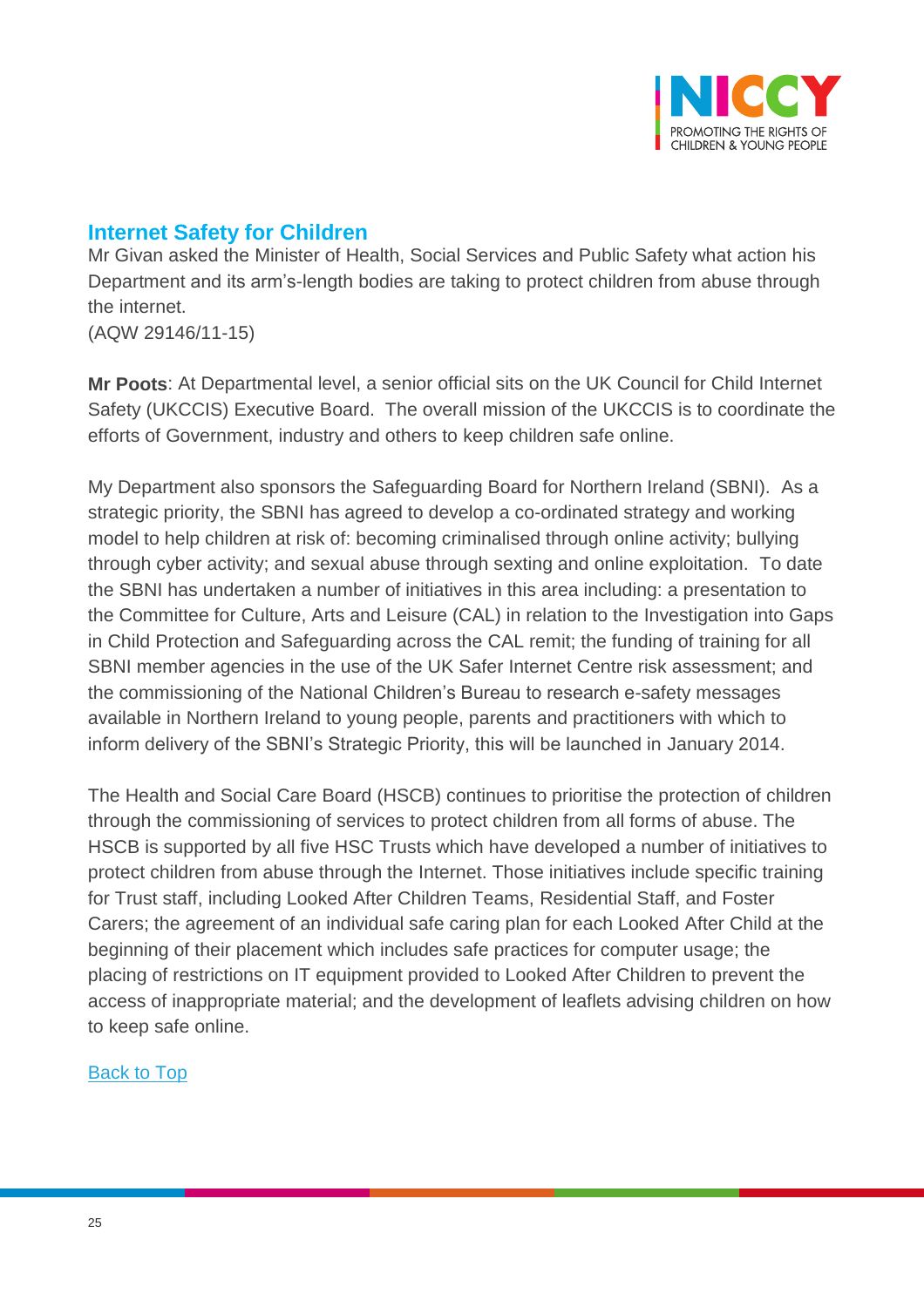## Internet Safety for Children

Mr Givan asked the Minister of Health, Social Services and Public Safety what action his Department and its arm's-length bodies are taking to protect children from abuse through the internet.
(AQW 29146/11-15)

**Mr Poots**: At Departmental level, a senior official sits on the UK Council for Child Internet Safety (UKCCIS) Executive Board. The overall mission of the UKCCIS is to coordinate the efforts of Government, industry and others to keep children safe online.

My Department also sponsors the Safeguarding Board for Northern Ireland (SBNI). As a strategic priority, the SBNI has agreed to develop a co-ordinated strategy and working model to help children at risk of: becoming criminalised through online activity; bullying through cyber activity; and sexual abuse through sexting and online exploitation. To date the SBNI has undertaken a number of initiatives in this area including: a presentation to the Committee for Culture, Arts and Leisure (CAL) in relation to the Investigation into Gaps in Child Protection and Safeguarding across the CAL remit; the funding of training for all SBNI member agencies in the use of the UK Safer Internet Centre risk assessment; and the commissioning of the National Children's Bureau to research e-safety messages available in Northern Ireland to young people, parents and practitioners with which to inform delivery of the SBNI's Strategic Priority, this will be launched in January 2014.

The Health and Social Care Board (HSCB) continues to prioritise the protection of children through the commissioning of services to protect children from all forms of abuse. The HSCB is supported by all five HSC Trusts which have developed a number of initiatives to protect children from abuse through the Internet. Those initiatives include specific training for Trust staff, including Looked After Children Teams, Residential Staff, and Foster Carers; the agreement of an individual safe caring plan for each Looked After Child at the beginning of their placement which includes safe practices for computer usage; the placing of restrictions on IT equipment provided to Looked After Children to prevent the access of inappropriate material; and the development of leaflets advising children on how to keep safe online.

Back to Top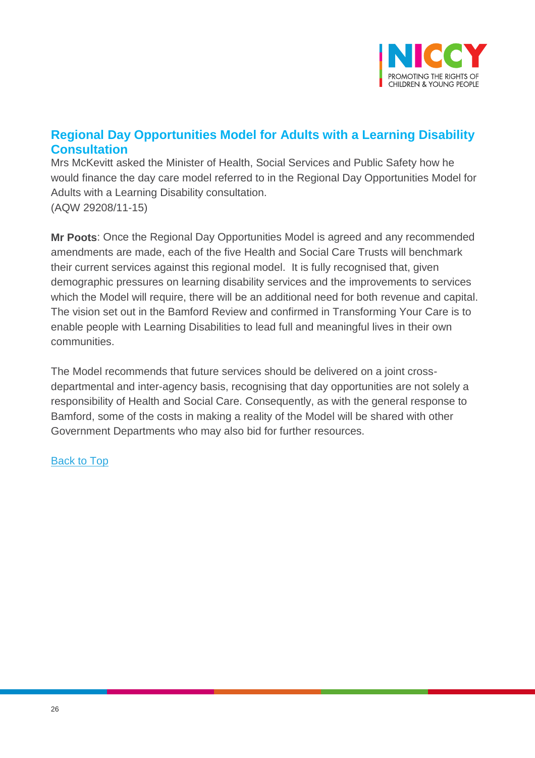## Regional Day Opportunities Model for Adults with a Learning Disability Consultation

Mrs McKevitt asked the Minister of Health, Social Services and Public Safety how he would finance the day care model referred to in the Regional Day Opportunities Model for Adults with a Learning Disability consultation.
(AQW 29208/11-15)

**Mr Poots**: Once the Regional Day Opportunities Model is agreed and any recommended amendments are made, each of the five Health and Social Care Trusts will benchmark their current services against this regional model. It is fully recognised that, given demographic pressures on learning disability services and the improvements to services which the Model will require, there will be an additional need for both revenue and capital. The vision set out in the Bamford Review and confirmed in Transforming Your Care is to enable people with Learning Disabilities to lead full and meaningful lives in their own communities.

The Model recommends that future services should be delivered on a joint cross-departmental and inter-agency basis, recognising that day opportunities are not solely a responsibility of Health and Social Care. Consequently, as with the general response to Bamford, some of the costs in making a reality of the Model will be shared with other Government Departments who may also bid for further resources.

Back to Top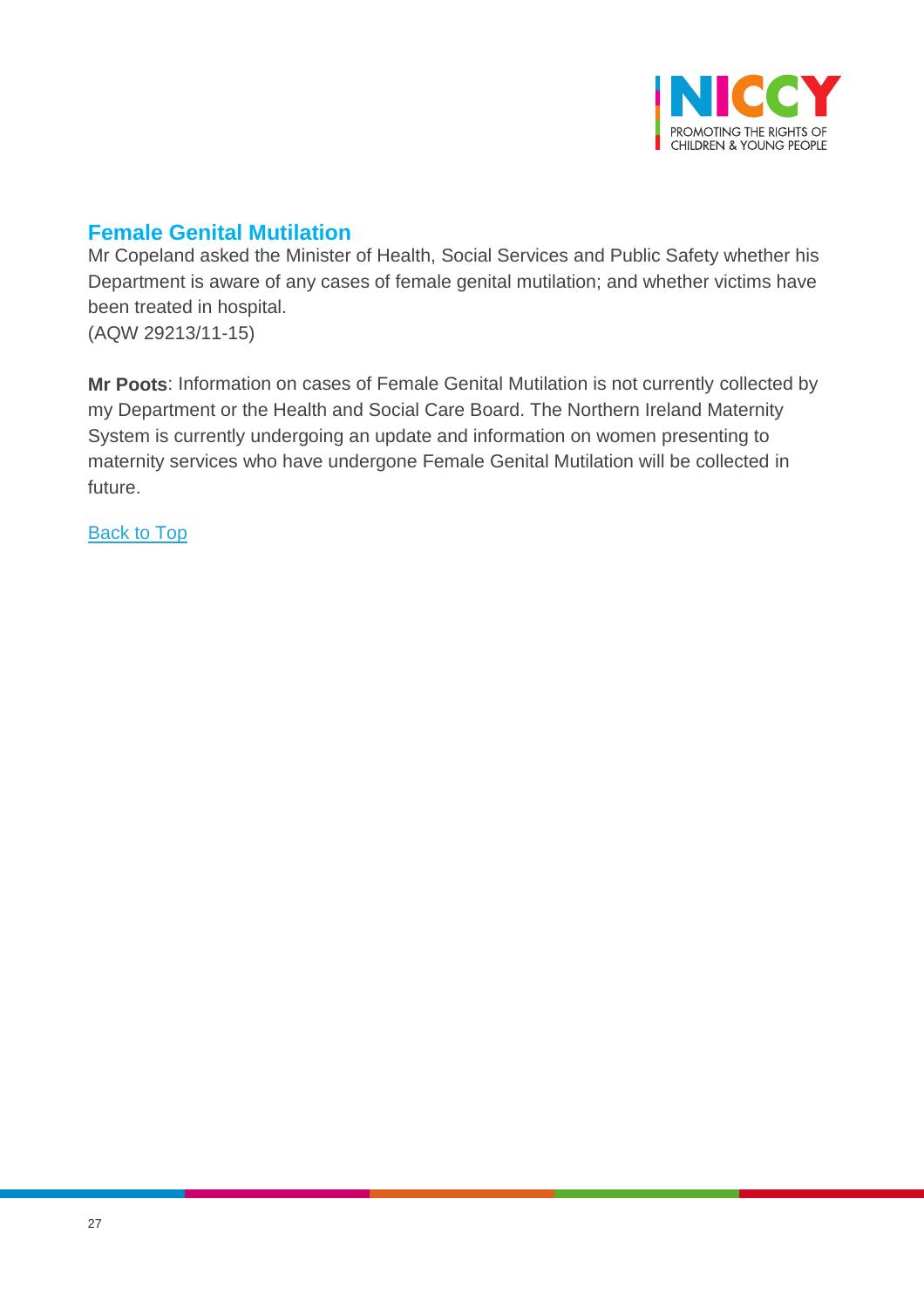## Female Genital Mutilation

Mr Copeland asked the Minister of Health, Social Services and Public Safety whether his Department is aware of any cases of female genital mutilation; and whether victims have been treated in hospital.
(AQW 29213/11-15)

**Mr Poots**: Information on cases of Female Genital Mutilation is not currently collected by my Department or the Health and Social Care Board. The Northern Ireland Maternity System is currently undergoing an update and information on women presenting to maternity services who have undergone Female Genital Mutilation will be collected in future.

Back to Top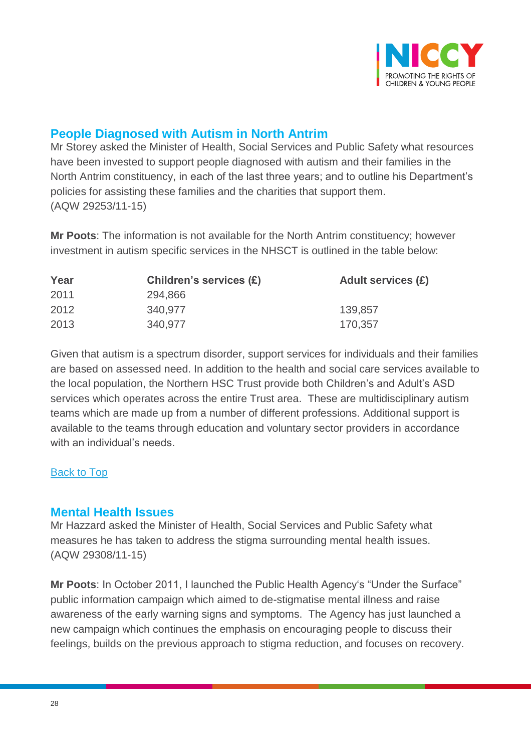## People Diagnosed with Autism in North Antrim

Mr Storey asked the Minister of Health, Social Services and Public Safety what resources have been invested to support people diagnosed with autism and their families in the North Antrim constituency, in each of the last three years; and to outline his Department's policies for assisting these families and the charities that support them.
(AQW 29253/11-15)

**Mr Poots**: The information is not available for the North Antrim constituency; however investment in autism specific services in the NHSCT is outlined in the table below:

| Year | Children's services (£) | Adult services (£) |
|---|---|---|
| 2011 | 294,866 | |
| 2012 | 340,977 | 139,857 |
| 2013 | 340,977 | 170,357 |

Given that autism is a spectrum disorder, support services for individuals and their families are based on assessed need. In addition to the health and social care services available to the local population, the Northern HSC Trust provide both Children's and Adult's ASD services which operates across the entire Trust area. These are multidisciplinary autism teams which are made up from a number of different professions. Additional support is available to the teams through education and voluntary sector providers in accordance with an individual's needs.

Back to Top

## Mental Health Issues

Mr Hazzard asked the Minister of Health, Social Services and Public Safety what measures he has taken to address the stigma surrounding mental health issues.
(AQW 29308/11-15)

**Mr Poots**: In October 2011, I launched the Public Health Agency's "Under the Surface" public information campaign which aimed to de-stigmatise mental illness and raise awareness of the early warning signs and symptoms. The Agency has just launched a new campaign which continues the emphasis on encouraging people to discuss their feelings, builds on the previous approach to stigma reduction, and focuses on recovery.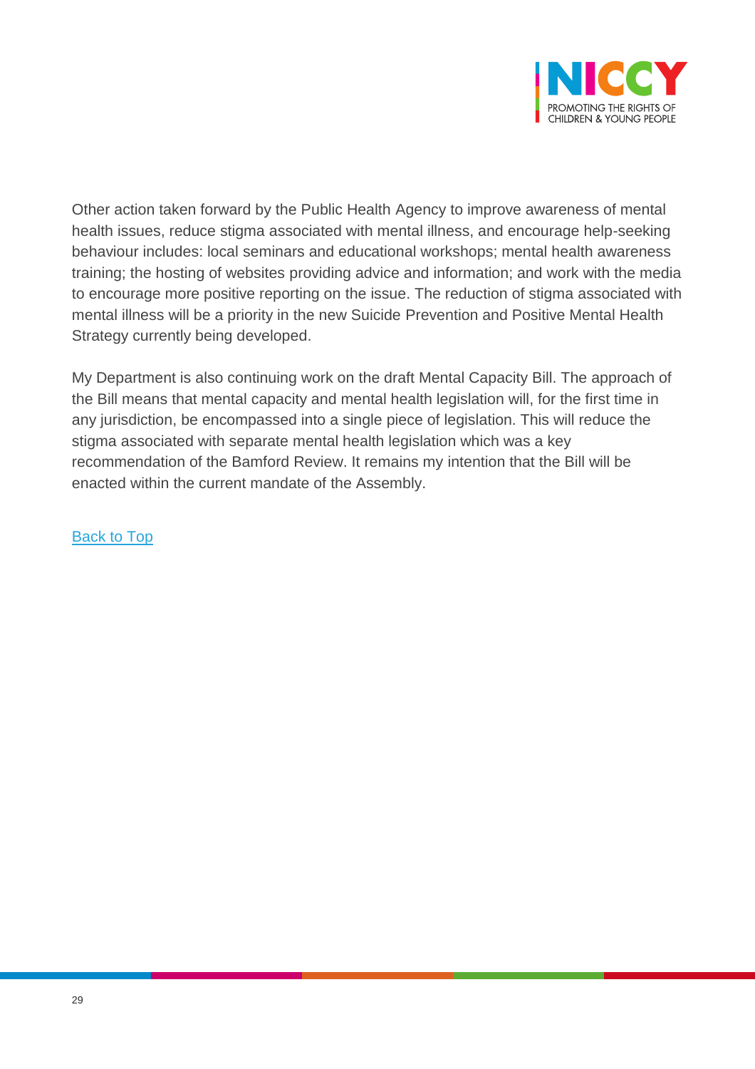Other action taken forward by the Public Health Agency to improve awareness of mental health issues, reduce stigma associated with mental illness, and encourage help-seeking behaviour includes: local seminars and educational workshops; mental health awareness training; the hosting of websites providing advice and information; and work with the media to encourage more positive reporting on the issue. The reduction of stigma associated with mental illness will be a priority in the new Suicide Prevention and Positive Mental Health Strategy currently being developed.

My Department is also continuing work on the draft Mental Capacity Bill. The approach of the Bill means that mental capacity and mental health legislation will, for the first time in any jurisdiction, be encompassed into a single piece of legislation. This will reduce the stigma associated with separate mental health legislation which was a key recommendation of the Bamford Review. It remains my intention that the Bill will be enacted within the current mandate of the Assembly.

Back to Top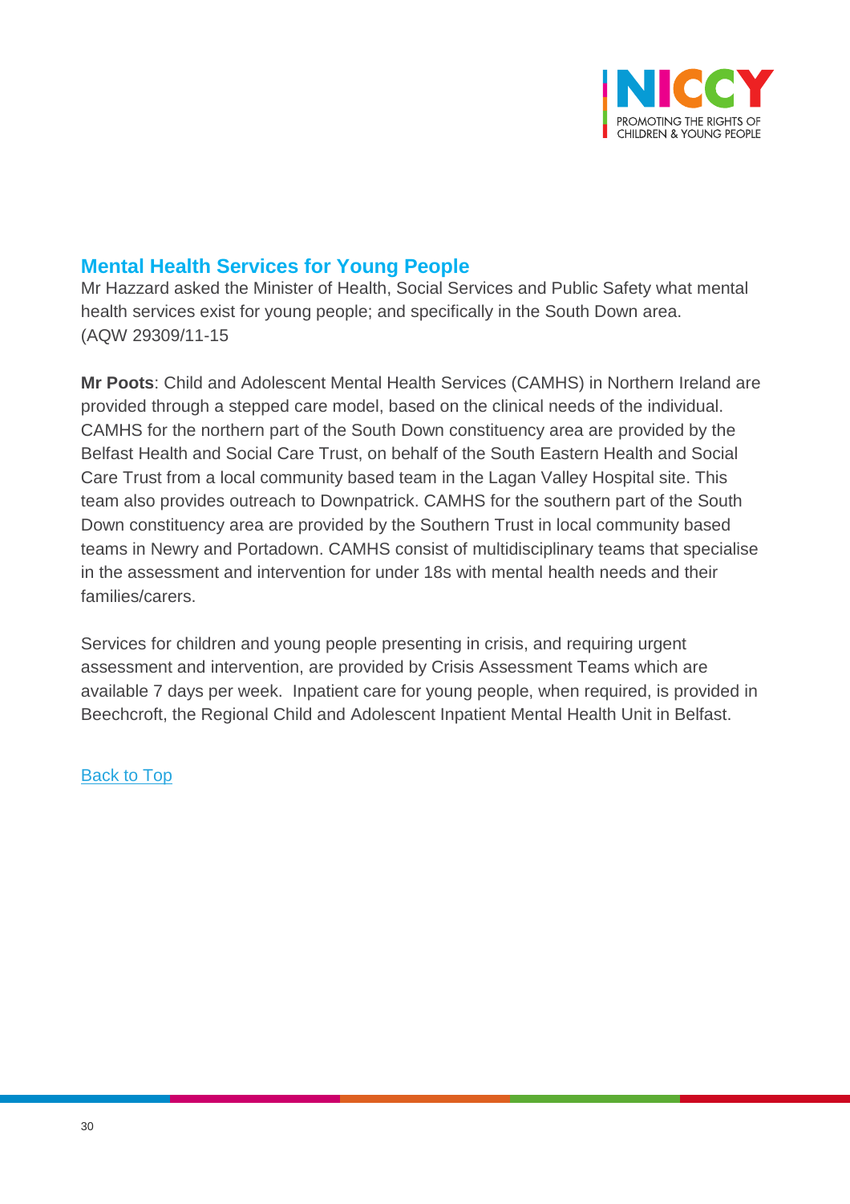## Mental Health Services for Young People

Mr Hazzard asked the Minister of Health, Social Services and Public Safety what mental health services exist for young people; and specifically in the South Down area. (AQW 29309/11-15

**Mr Poots**: Child and Adolescent Mental Health Services (CAMHS) in Northern Ireland are provided through a stepped care model, based on the clinical needs of the individual. CAMHS for the northern part of the South Down constituency area are provided by the Belfast Health and Social Care Trust, on behalf of the South Eastern Health and Social Care Trust from a local community based team in the Lagan Valley Hospital site. This team also provides outreach to Downpatrick. CAMHS for the southern part of the South Down constituency area are provided by the Southern Trust in local community based teams in Newry and Portadown. CAMHS consist of multidisciplinary teams that specialise in the assessment and intervention for under 18s with mental health needs and their families/carers.

Services for children and young people presenting in crisis, and requiring urgent assessment and intervention, are provided by Crisis Assessment Teams which are available 7 days per week. Inpatient care for young people, when required, is provided in Beechcroft, the Regional Child and Adolescent Inpatient Mental Health Unit in Belfast.

Back to Top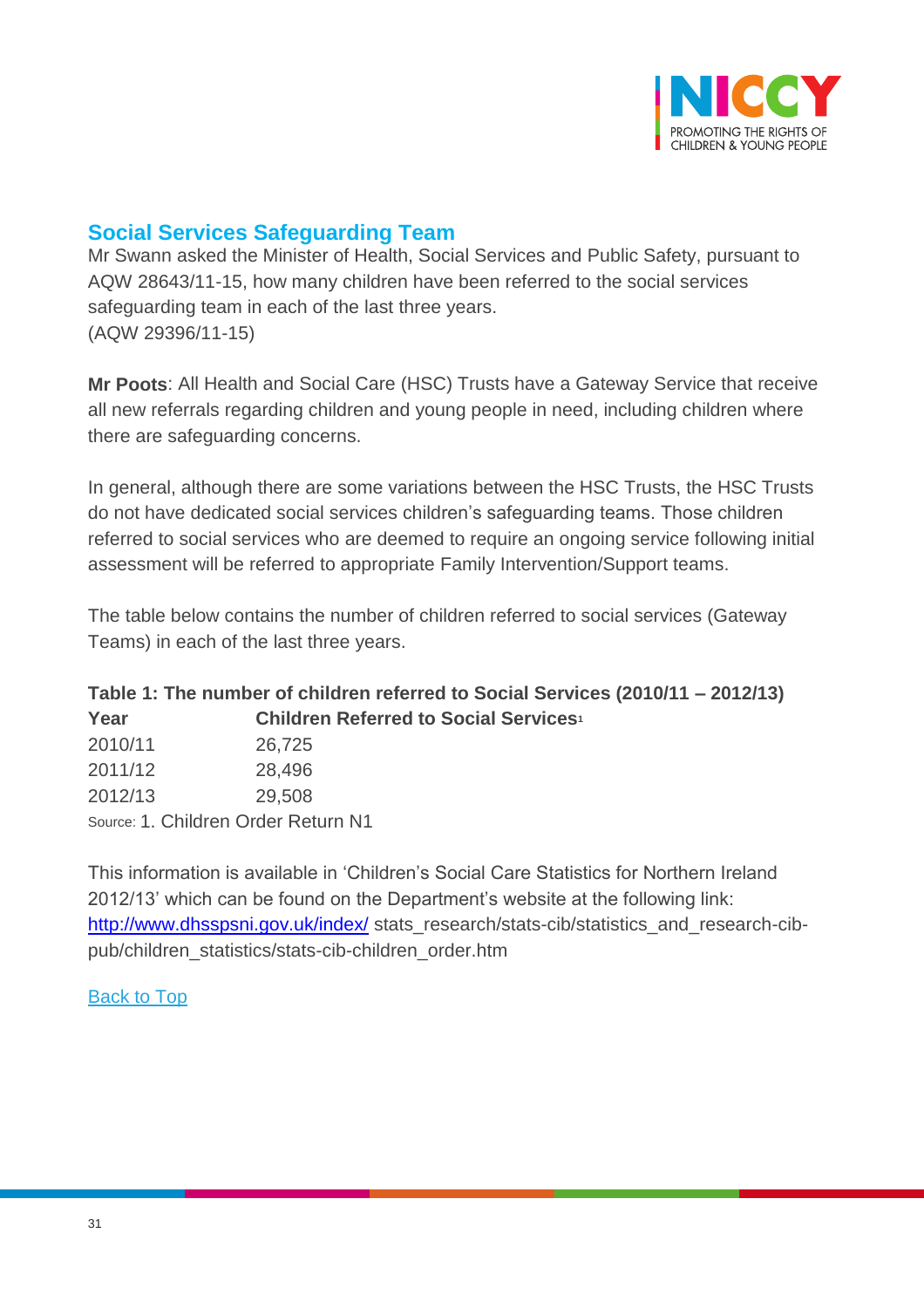## Social Services Safeguarding Team

Mr Swann asked the Minister of Health, Social Services and Public Safety, pursuant to AQW 28643/11-15, how many children have been referred to the social services safeguarding team in each of the last three years.
(AQW 29396/11-15)

**Mr Poots**: All Health and Social Care (HSC) Trusts have a Gateway Service that receive all new referrals regarding children and young people in need, including children where there are safeguarding concerns.

In general, although there are some variations between the HSC Trusts, the HSC Trusts do not have dedicated social services children's safeguarding teams. Those children referred to social services who are deemed to require an ongoing service following initial assessment will be referred to appropriate Family Intervention/Support teams.

The table below contains the number of children referred to social services (Gateway Teams) in each of the last three years.

**Table 1: The number of children referred to Social Services (2010/11 – 2012/13)**

| Year | Children Referred to Social Services[1] |
|---|---|
| 2010/11 | 26,725 |
| 2011/12 | 28,496 |
| 2012/13 | 29,508 |

Source: 1. Children Order Return N1

This information is available in 'Children's Social Care Statistics for Northern Ireland 2012/13' which can be found on the Department's website at the following link: [http://www.dhsspsni.gov.uk/index/](http://www.dhsspsni.gov.uk/index/) stats_research/stats-cib/statistics_and_research-cib-pub/children_statistics/stats-cib-children_order.htm

Back to Top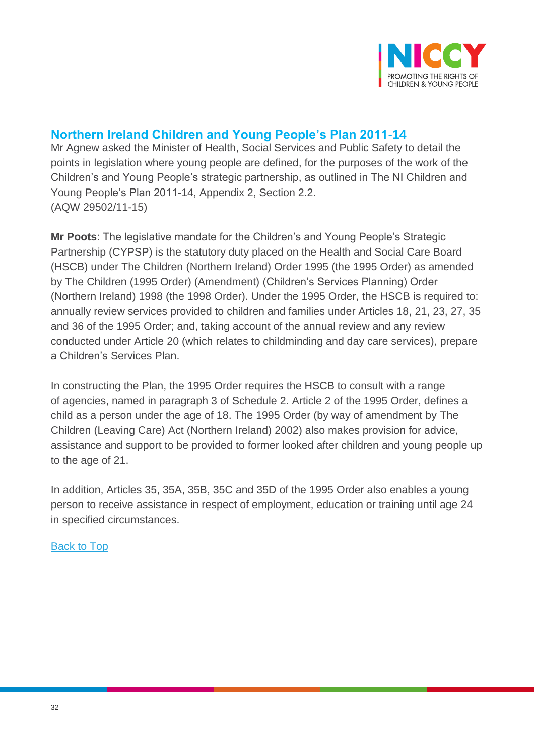## Northern Ireland Children and Young People's Plan 2011-14

Mr Agnew asked the Minister of Health, Social Services and Public Safety to detail the points in legislation where young people are defined, for the purposes of the work of the Children's and Young People's strategic partnership, as outlined in The NI Children and Young People's Plan 2011-14, Appendix 2, Section 2.2.
(AQW 29502/11-15)

**Mr Poots**: The legislative mandate for the Children's and Young People's Strategic Partnership (CYPSP) is the statutory duty placed on the Health and Social Care Board (HSCB) under The Children (Northern Ireland) Order 1995 (the 1995 Order) as amended by The Children (1995 Order) (Amendment) (Children's Services Planning) Order (Northern Ireland) 1998 (the 1998 Order). Under the 1995 Order, the HSCB is required to: annually review services provided to children and families under Articles 18, 21, 23, 27, 35 and 36 of the 1995 Order; and, taking account of the annual review and any review conducted under Article 20 (which relates to childminding and day care services), prepare a Children's Services Plan.

In constructing the Plan, the 1995 Order requires the HSCB to consult with a range of agencies, named in paragraph 3 of Schedule 2. Article 2 of the 1995 Order, defines a child as a person under the age of 18. The 1995 Order (by way of amendment by The Children (Leaving Care) Act (Northern Ireland) 2002) also makes provision for advice, assistance and support to be provided to former looked after children and young people up to the age of 21.

In addition, Articles 35, 35A, 35B, 35C and 35D of the 1995 Order also enables a young person to receive assistance in respect of employment, education or training until age 24 in specified circumstances.

[Back to Top]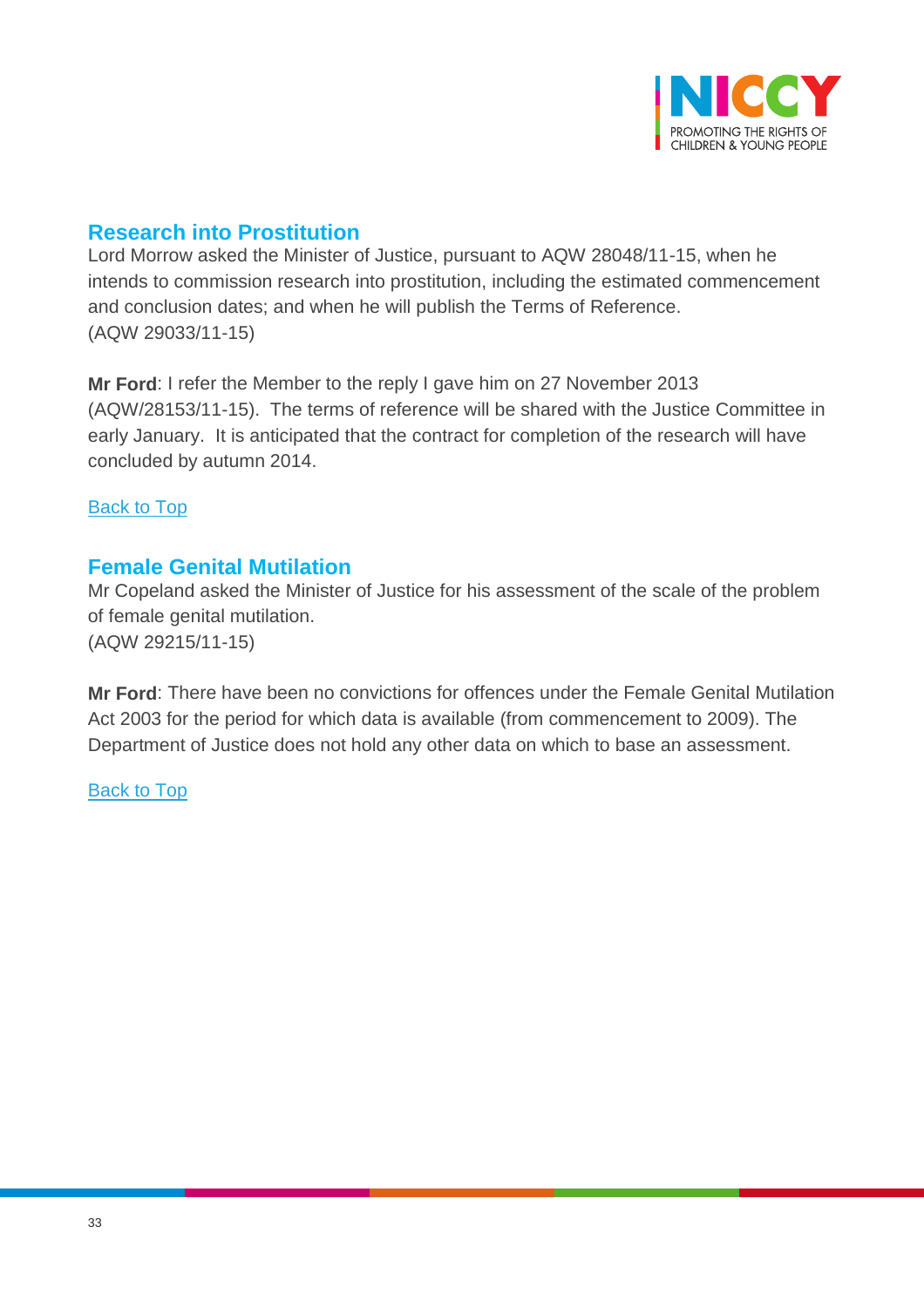### Research into Prostitution

Lord Morrow asked the Minister of Justice, pursuant to AQW 28048/11-15, when he intends to commission research into prostitution, including the estimated commencement and conclusion dates; and when he will publish the Terms of Reference.
(AQW 29033/11-15)

**Mr Ford**: I refer the Member to the reply I gave him on 27 November 2013 (AQW/28153/11-15). The terms of reference will be shared with the Justice Committee in early January. It is anticipated that the contract for completion of the research will have concluded by autumn 2014.

Back to Top

### Female Genital Mutilation

Mr Copeland asked the Minister of Justice for his assessment of the scale of the problem of female genital mutilation.
(AQW 29215/11-15)

**Mr Ford**: There have been no convictions for offences under the Female Genital Mutilation Act 2003 for the period for which data is available (from commencement to 2009). The Department of Justice does not hold any other data on which to base an assessment.

Back to Top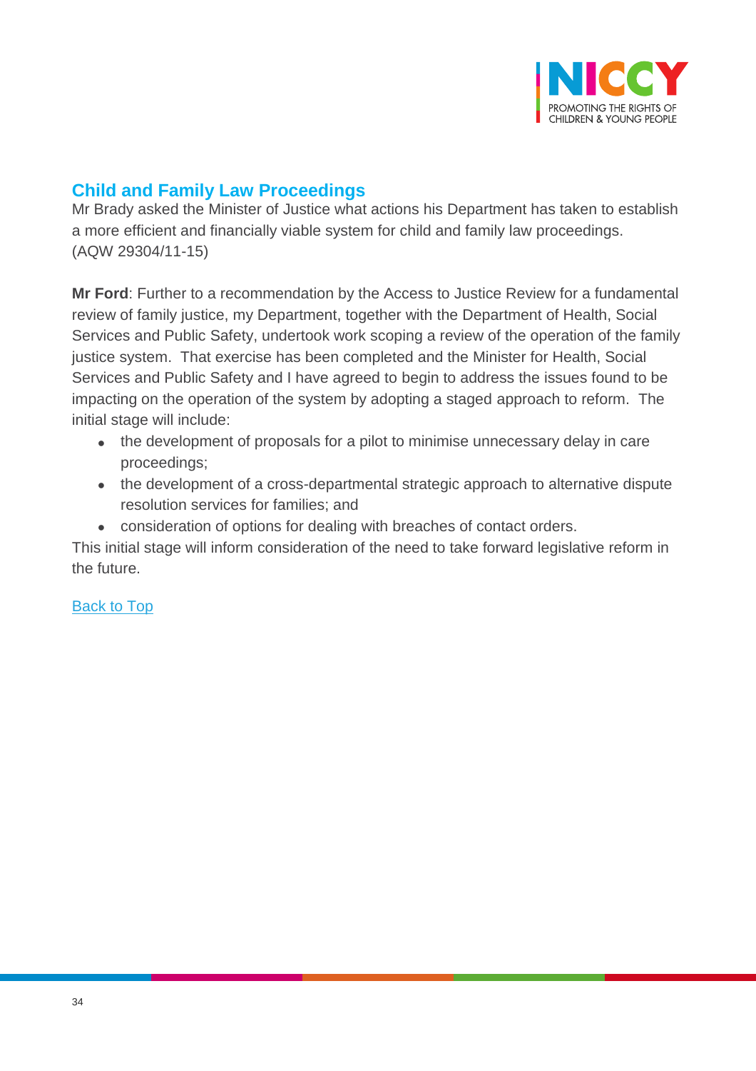## Child and Family Law Proceedings

Mr Brady asked the Minister of Justice what actions his Department has taken to establish a more efficient and financially viable system for child and family law proceedings. (AQW 29304/11-15)

**Mr Ford**: Further to a recommendation by the Access to Justice Review for a fundamental review of family justice, my Department, together with the Department of Health, Social Services and Public Safety, undertook work scoping a review of the operation of the family justice system. That exercise has been completed and the Minister for Health, Social Services and Public Safety and I have agreed to begin to address the issues found to be impacting on the operation of the system by adopting a staged approach to reform. The initial stage will include:

- the development of proposals for a pilot to minimise unnecessary delay in care proceedings;
- the development of a cross-departmental strategic approach to alternative dispute resolution services for families; and
- consideration of options for dealing with breaches of contact orders.

This initial stage will inform consideration of the need to take forward legislative reform in the future.

Back to Top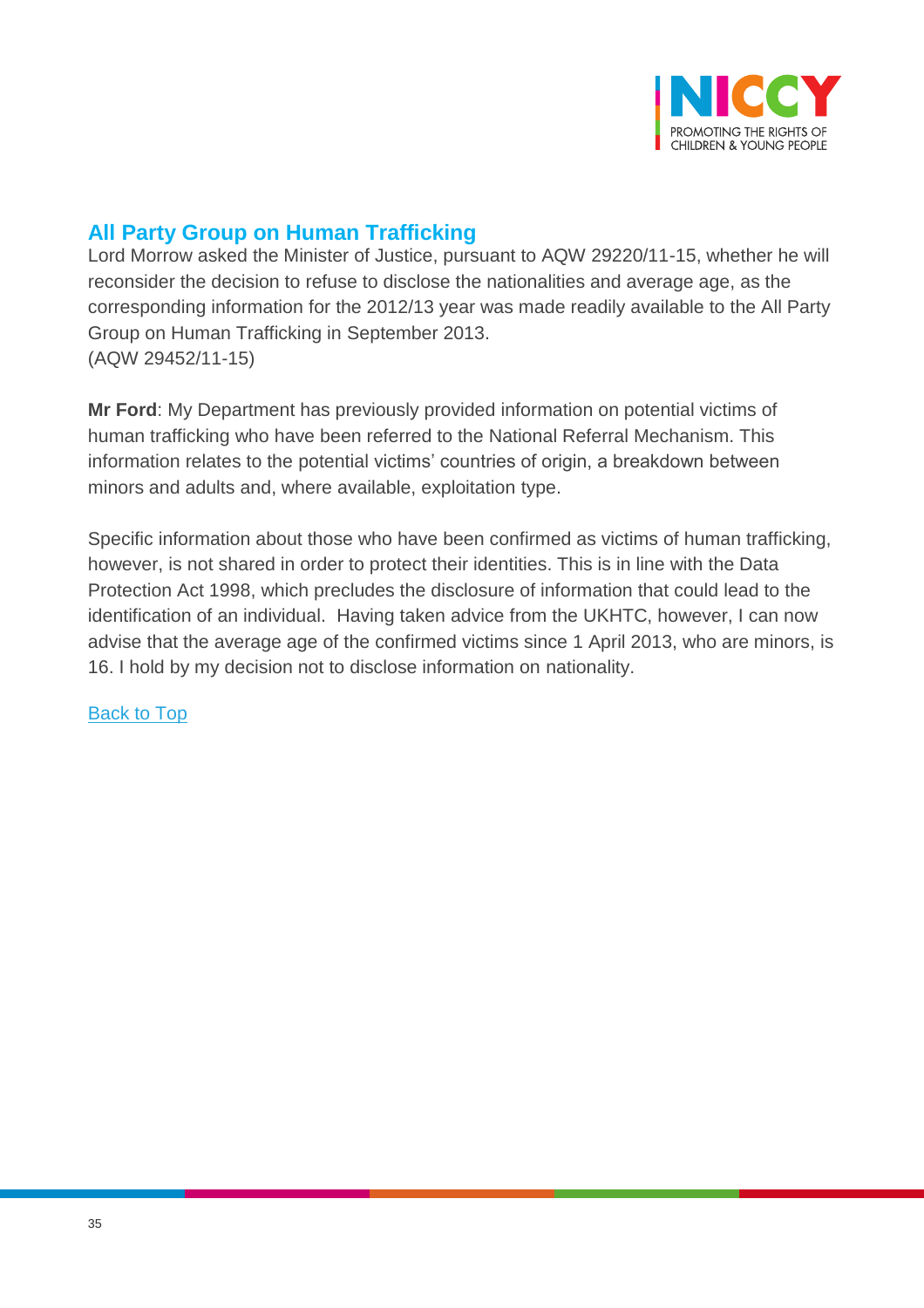## All Party Group on Human Trafficking

Lord Morrow asked the Minister of Justice, pursuant to AQW 29220/11-15, whether he will reconsider the decision to refuse to disclose the nationalities and average age, as the corresponding information for the 2012/13 year was made readily available to the All Party Group on Human Trafficking in September 2013.
(AQW 29452/11-15)

**Mr Ford**: My Department has previously provided information on potential victims of human trafficking who have been referred to the National Referral Mechanism. This information relates to the potential victims' countries of origin, a breakdown between minors and adults and, where available, exploitation type.

Specific information about those who have been confirmed as victims of human trafficking, however, is not shared in order to protect their identities. This is in line with the Data Protection Act 1998, which precludes the disclosure of information that could lead to the identification of an individual. Having taken advice from the UKHTC, however, I can now advise that the average age of the confirmed victims since 1 April 2013, who are minors, is 16. I hold by my decision not to disclose information on nationality.

Back to Top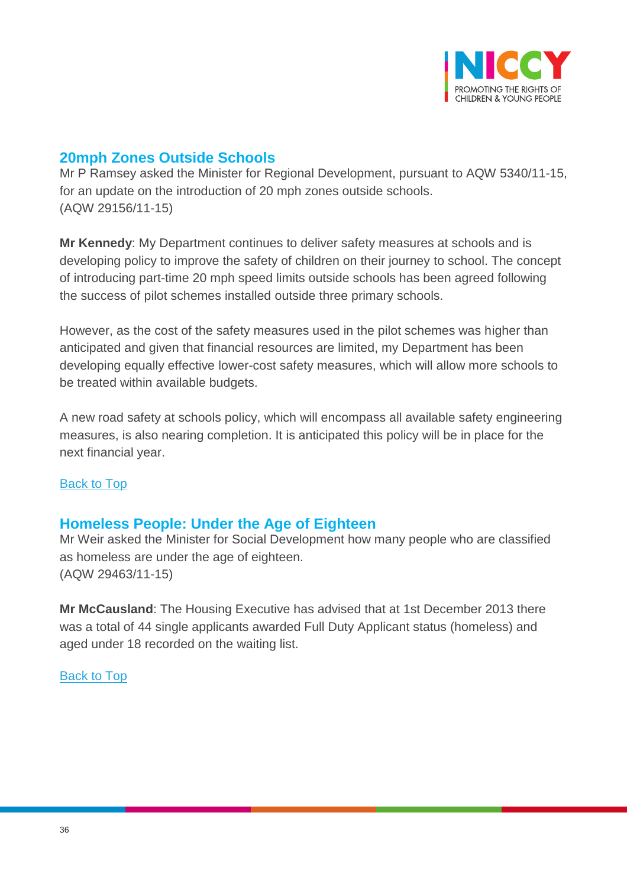## 20mph Zones Outside Schools

Mr P Ramsey asked the Minister for Regional Development, pursuant to AQW 5340/11-15, for an update on the introduction of 20 mph zones outside schools.
(AQW 29156/11-15)

**Mr Kennedy**: My Department continues to deliver safety measures at schools and is developing policy to improve the safety of children on their journey to school. The concept of introducing part-time 20 mph speed limits outside schools has been agreed following the success of pilot schemes installed outside three primary schools.

However, as the cost of the safety measures used in the pilot schemes was higher than anticipated and given that financial resources are limited, my Department has been developing equally effective lower-cost safety measures, which will allow more schools to be treated within available budgets.

A new road safety at schools policy, which will encompass all available safety engineering measures, is also nearing completion. It is anticipated this policy will be in place for the next financial year.

Back to Top

## Homeless People: Under the Age of Eighteen

Mr Weir asked the Minister for Social Development how many people who are classified as homeless are under the age of eighteen.
(AQW 29463/11-15)

**Mr McCausland**: The Housing Executive has advised that at 1st December 2013 there was a total of 44 single applicants awarded Full Duty Applicant status (homeless) and aged under 18 recorded on the waiting list.

Back to Top